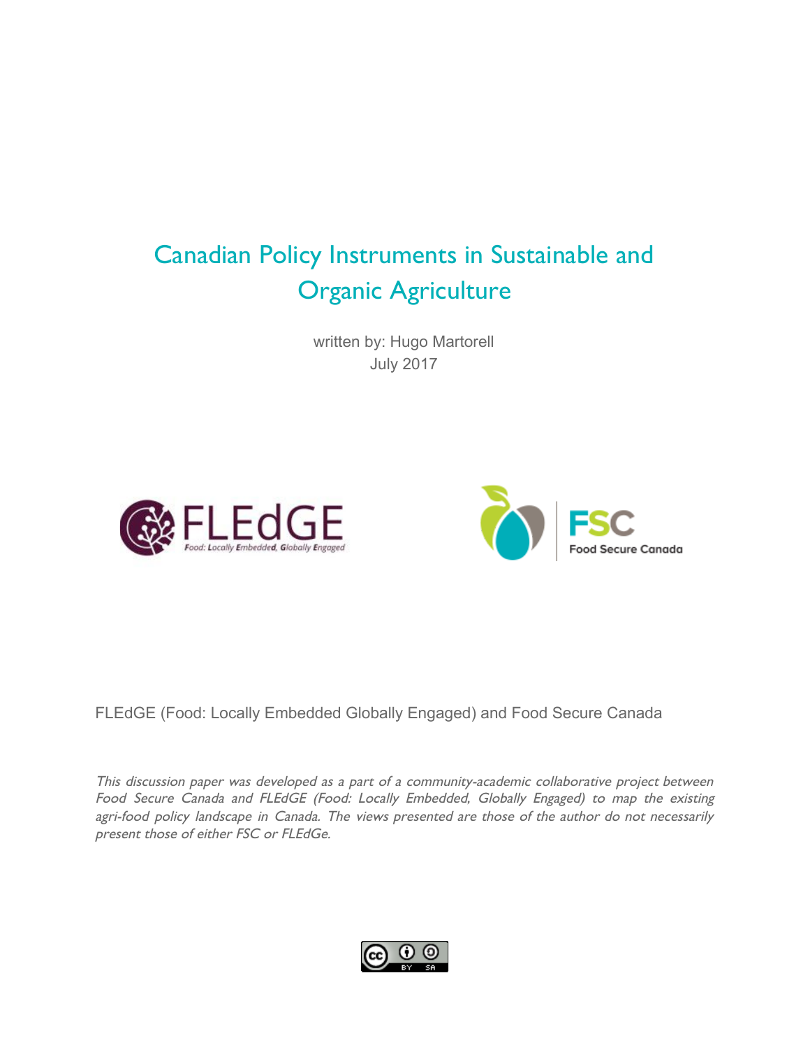# Canadian Policy Instruments in Sustainable and Organic Agriculture

written by: Hugo Martorell

July 2017

FLEdGE (Food: Locally Embedded Globally Engaged) and Food Secure Canada

*This discussion paper was developed as a part of a community-academic collaborative project between Food Secure Canada and FLEdGE (Food: Locally Embedded, Globally Engaged) to map the existing agri-food policy landscape in Canada. The views presented are those of the author do not necessarily present those of either FSC or FLEdGe.*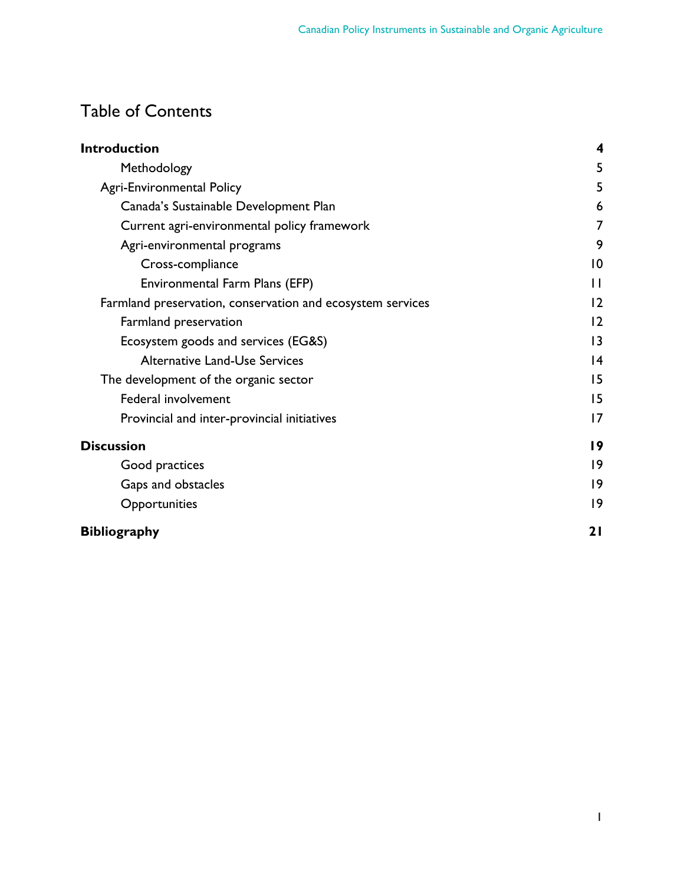# Table of Contents

| | |
|---|---|
| **Introduction** | **4** |
| Methodology | 5 |
| Agri-Environmental Policy | 5 |
| Canada's Sustainable Development Plan | 6 |
| Current agri-environmental policy framework | 7 |
| Agri-environmental programs | 9 |
| Cross-compliance | 10 |
| Environmental Farm Plans (EFP) | 11 |
| Farmland preservation, conservation and ecosystem services | 12 |
| Farmland preservation | 12 |
| Ecosystem goods and services (EG&S) | 13 |
| Alternative Land-Use Services | 14 |
| The development of the organic sector | 15 |
| Federal involvement | 15 |
| Provincial and inter-provincial initiatives | 17 |
| **Discussion** | **19** |
| Good practices | 19 |
| Gaps and obstacles | 19 |
| Opportunities | 19 |
| **Bibliography** | **21** |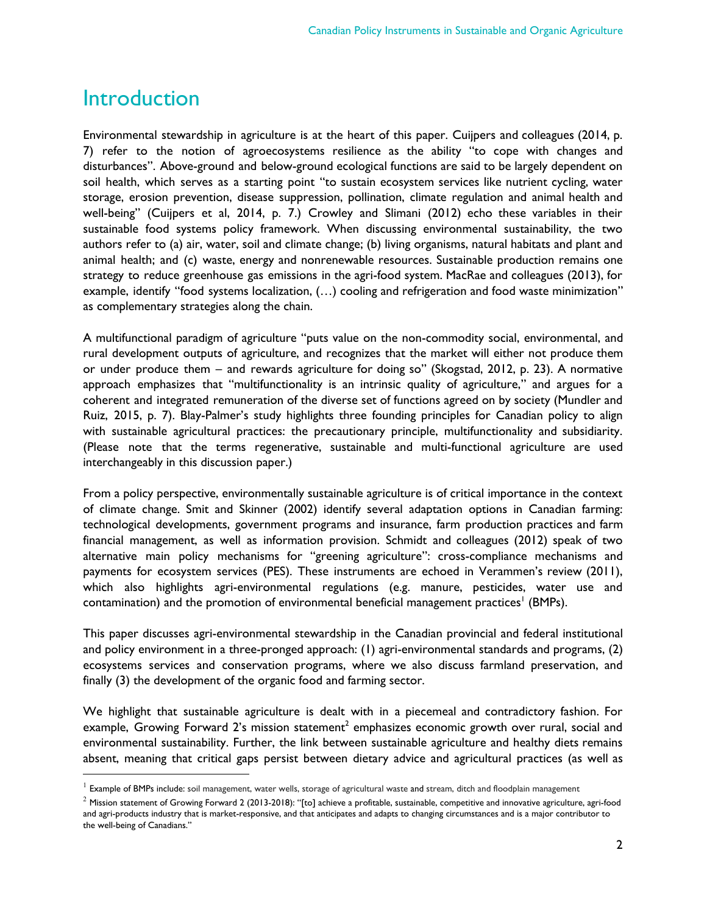# Introduction

Environmental stewardship in agriculture is at the heart of this paper. Cuijpers and colleagues (2014, p. 7) refer to the notion of agroecosystems resilience as the ability "to cope with changes and disturbances". Above-ground and below-ground ecological functions are said to be largely dependent on soil health, which serves as a starting point "to sustain ecosystem services like nutrient cycling, water storage, erosion prevention, disease suppression, pollination, climate regulation and animal health and well-being" (Cuijpers et al, 2014, p. 7.) Crowley and Slimani (2012) echo these variables in their sustainable food systems policy framework. When discussing environmental sustainability, the two authors refer to (a) air, water, soil and climate change; (b) living organisms, natural habitats and plant and animal health; and (c) waste, energy and nonrenewable resources. Sustainable production remains one strategy to reduce greenhouse gas emissions in the agri-food system. MacRae and colleagues (2013), for example, identify "food systems localization, (…) cooling and refrigeration and food waste minimization" as complementary strategies along the chain.

A multifunctional paradigm of agriculture "puts value on the non-commodity social, environmental, and rural development outputs of agriculture, and recognizes that the market will either not produce them or under produce them – and rewards agriculture for doing so" (Skogstad, 2012, p. 23). A normative approach emphasizes that "multifunctionality is an intrinsic quality of agriculture," and argues for a coherent and integrated remuneration of the diverse set of functions agreed on by society (Mundler and Ruiz, 2015, p. 7). Blay-Palmer's study highlights three founding principles for Canadian policy to align with sustainable agricultural practices: the precautionary principle, multifunctionality and subsidiarity. (Please note that the terms regenerative, sustainable and multi-functional agriculture are used interchangeably in this discussion paper.)

From a policy perspective, environmentally sustainable agriculture is of critical importance in the context of climate change. Smit and Skinner (2002) identify several adaptation options in Canadian farming: technological developments, government programs and insurance, farm production practices and farm financial management, as well as information provision. Schmidt and colleagues (2012) speak of two alternative main policy mechanisms for "greening agriculture": cross-compliance mechanisms and payments for ecosystem services (PES). These instruments are echoed in Verammen's review (2011), which also highlights agri-environmental regulations (e.g. manure, pesticides, water use and contamination) and the promotion of environmental beneficial management practices[1] (BMPs).

This paper discusses agri-environmental stewardship in the Canadian provincial and federal institutional and policy environment in a three-pronged approach: (1) agri-environmental standards and programs, (2) ecosystems services and conservation programs, where we also discuss farmland preservation, and finally (3) the development of the organic food and farming sector.

We highlight that sustainable agriculture is dealt with in a piecemeal and contradictory fashion. For example, Growing Forward 2's mission statement[2] emphasizes economic growth over rural, social and environmental sustainability. Further, the link between sustainable agriculture and healthy diets remains absent, meaning that critical gaps persist between dietary advice and agricultural practices (as well as

---

[1] Example of BMPs include: soil management, water wells, storage of agricultural waste and stream, ditch and floodplain management

[2] Mission statement of Growing Forward 2 (2013-2018): "[to] achieve a profitable, sustainable, competitive and innovative agriculture, agri-food and agri-products industry that is market-responsive, and that anticipates and adapts to changing circumstances and is a major contributor to the well-being of Canadians."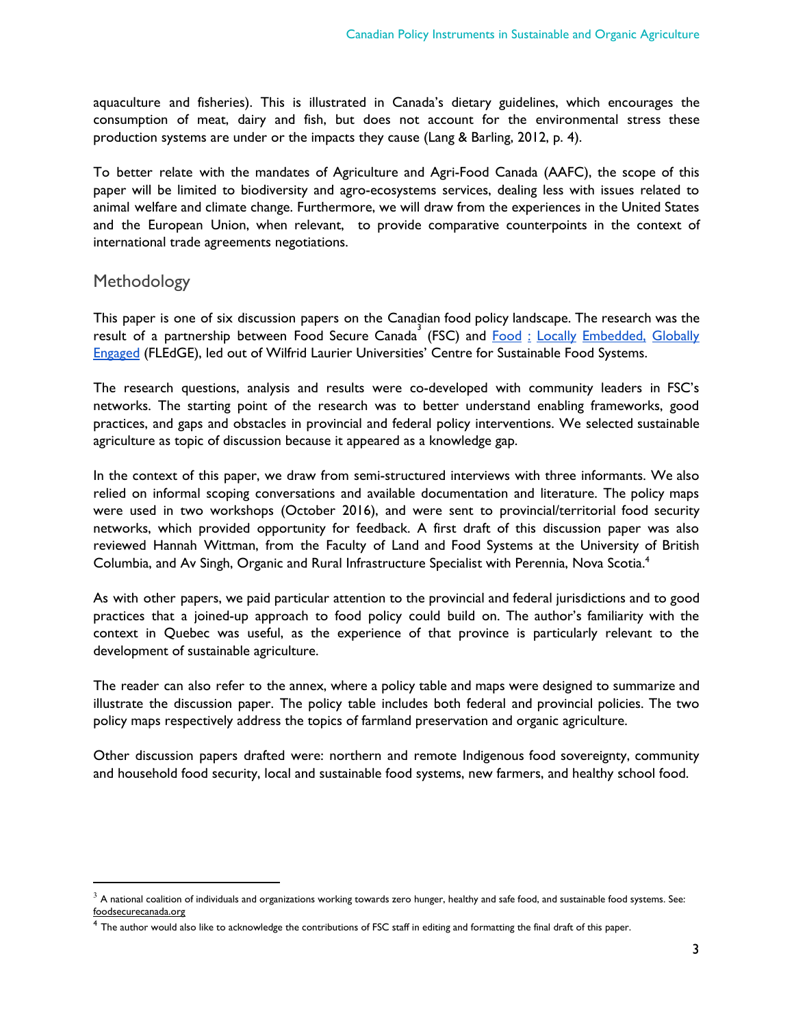aquaculture and fisheries). This is illustrated in Canada's dietary guidelines, which encourages the consumption of meat, dairy and fish, but does not account for the environmental stress these production systems are under or the impacts they cause (Lang & Barling, 2012, p. 4).

To better relate with the mandates of Agriculture and Agri-Food Canada (AAFC), the scope of this paper will be limited to biodiversity and agro-ecosystems services, dealing less with issues related to animal welfare and climate change. Furthermore, we will draw from the experiences in the United States and the European Union, when relevant, to provide comparative counterpoints in the context of international trade agreements negotiations.

## Methodology

This paper is one of six discussion papers on the Canadian food policy landscape. The research was the result of a partnership between Food Secure Canada[3] (FSC) and Food : Locally Embedded, Globally Engaged (FLEdGE), led out of Wilfrid Laurier Universities' Centre for Sustainable Food Systems.

The research questions, analysis and results were co-developed with community leaders in FSC's networks. The starting point of the research was to better understand enabling frameworks, good practices, and gaps and obstacles in provincial and federal policy interventions. We selected sustainable agriculture as topic of discussion because it appeared as a knowledge gap.

In the context of this paper, we draw from semi-structured interviews with three informants. We also relied on informal scoping conversations and available documentation and literature. The policy maps were used in two workshops (October 2016), and were sent to provincial/territorial food security networks, which provided opportunity for feedback. A first draft of this discussion paper was also reviewed Hannah Wittman, from the Faculty of Land and Food Systems at the University of British Columbia, and Av Singh, Organic and Rural Infrastructure Specialist with Perennia, Nova Scotia.[4]

As with other papers, we paid particular attention to the provincial and federal jurisdictions and to good practices that a joined-up approach to food policy could build on. The author's familiarity with the context in Quebec was useful, as the experience of that province is particularly relevant to the development of sustainable agriculture.

The reader can also refer to the annex, where a policy table and maps were designed to summarize and illustrate the discussion paper. The policy table includes both federal and provincial policies. The two policy maps respectively address the topics of farmland preservation and organic agriculture.

Other discussion papers drafted were: northern and remote Indigenous food sovereignty, community and household food security, local and sustainable food systems, new farmers, and healthy school food.

---

[3] A national coalition of individuals and organizations working towards zero hunger, healthy and safe food, and sustainable food systems. See: foodsecurecanada.org

[4] The author would also like to acknowledge the contributions of FSC staff in editing and formatting the final draft of this paper.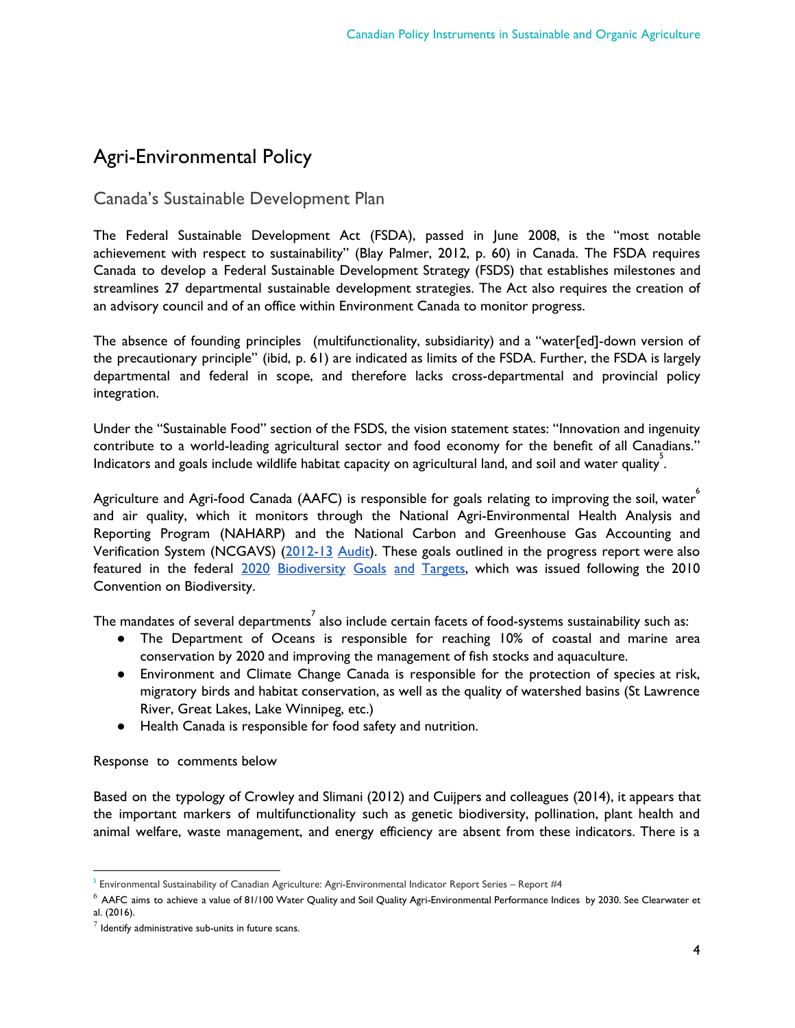# Agri-Environmental Policy

## Canada's Sustainable Development Plan

The Federal Sustainable Development Act (FSDA), passed in June 2008, is the "most notable achievement with respect to sustainability" (Blay Palmer, 2012, p. 60) in Canada. The FSDA requires Canada to develop a Federal Sustainable Development Strategy (FSDS) that establishes milestones and streamlines 27 departmental sustainable development strategies. The Act also requires the creation of an advisory council and of an office within Environment Canada to monitor progress.

The absence of founding principles (multifunctionality, subsidiarity) and a "water[ed]-down version of the precautionary principle" (ibid, p. 61) are indicated as limits of the FSDA. Further, the FSDA is largely departmental and federal in scope, and therefore lacks cross-departmental and provincial policy integration.

Under the "Sustainable Food" section of the FSDS, the vision statement states: "Innovation and ingenuity contribute to a world-leading agricultural sector and food economy for the benefit of all Canadians." Indicators and goals include wildlife habitat capacity on agricultural land, and soil and water quality[5].

Agriculture and Agri-food Canada (AAFC) is responsible for goals relating to improving the soil, water[6] and air quality, which it monitors through the National Agri-Environmental Health Analysis and Reporting Program (NAHARP) and the National Carbon and Greenhouse Gas Accounting and Verification System (NCGAVS) (2012-13 Audit). These goals outlined in the progress report were also featured in the federal 2020 Biodiversity Goals and Targets, which was issued following the 2010 Convention on Biodiversity.

The mandates of several departments[7] also include certain facets of food-systems sustainability such as:

- The Department of Oceans is responsible for reaching 10% of coastal and marine area conservation by 2020 and improving the management of fish stocks and aquaculture.
- Environment and Climate Change Canada is responsible for the protection of species at risk, migratory birds and habitat conservation, as well as the quality of watershed basins (St Lawrence River, Great Lakes, Lake Winnipeg, etc.)
- Health Canada is responsible for food safety and nutrition.

Response to comments below

Based on the typology of Crowley and Slimani (2012) and Cuijpers and colleagues (2014), it appears that the important markers of multifunctionality such as genetic biodiversity, pollination, plant health and animal welfare, waste management, and energy efficiency are absent from these indicators. There is a

---

[5] Environmental Sustainability of Canadian Agriculture: Agri-Environmental Indicator Report Series – Report #4

[6] AAFC aims to achieve a value of 81/100 Water Quality and Soil Quality Agri-Environmental Performance Indices by 2030. See Clearwater et al. (2016).

[7] Identify administrative sub-units in future scans.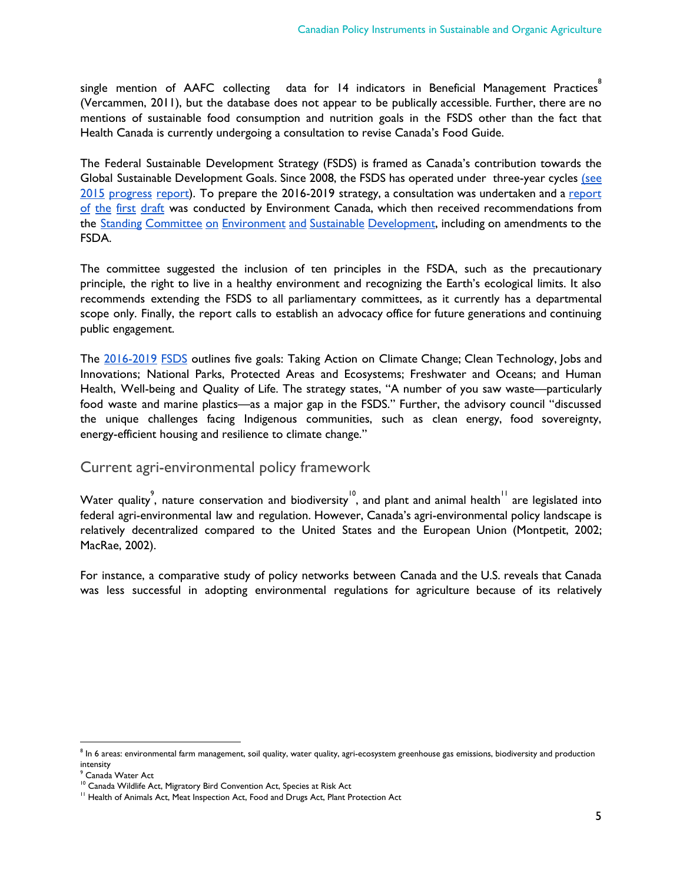single mention of AAFC collecting data for 14 indicators in Beneficial Management Practices[8] (Vercammen, 2011), but the database does not appear to be publically accessible. Further, there are no mentions of sustainable food consumption and nutrition goals in the FSDS other than the fact that Health Canada is currently undergoing a consultation to revise Canada's Food Guide.

The Federal Sustainable Development Strategy (FSDS) is framed as Canada's contribution towards the Global Sustainable Development Goals. Since 2008, the FSDS has operated under three-year cycles (see 2015 progress report). To prepare the 2016-2019 strategy, a consultation was undertaken and a report of the first draft was conducted by Environment Canada, which then received recommendations from the Standing Committee on Environment and Sustainable Development, including on amendments to the FSDA.

The committee suggested the inclusion of ten principles in the FSDA, such as the precautionary principle, the right to live in a healthy environment and recognizing the Earth's ecological limits. It also recommends extending the FSDS to all parliamentary committees, as it currently has a departmental scope only. Finally, the report calls to establish an advocacy office for future generations and continuing public engagement.

The 2016-2019 FSDS outlines five goals: Taking Action on Climate Change; Clean Technology, Jobs and Innovations; National Parks, Protected Areas and Ecosystems; Freshwater and Oceans; and Human Health, Well-being and Quality of Life. The strategy states, "A number of you saw waste—particularly food waste and marine plastics—as a major gap in the FSDS." Further, the advisory council "discussed the unique challenges facing Indigenous communities, such as clean energy, food sovereignty, energy-efficient housing and resilience to climate change."

## Current agri-environmental policy framework

Water quality[9], nature conservation and biodiversity[10], and plant and animal health[11] are legislated into federal agri-environmental law and regulation. However, Canada's agri-environmental policy landscape is relatively decentralized compared to the United States and the European Union (Montpetit, 2002; MacRae, 2002).

For instance, a comparative study of policy networks between Canada and the U.S. reveals that Canada was less successful in adopting environmental regulations for agriculture because of its relatively

---

[8] In 6 areas: environmental farm management, soil quality, water quality, agri-ecosystem greenhouse gas emissions, biodiversity and production intensity

[9] Canada Water Act

[10] Canada Wildlife Act, Migratory Bird Convention Act, Species at Risk Act

[11] Health of Animals Act, Meat Inspection Act, Food and Drugs Act, Plant Protection Act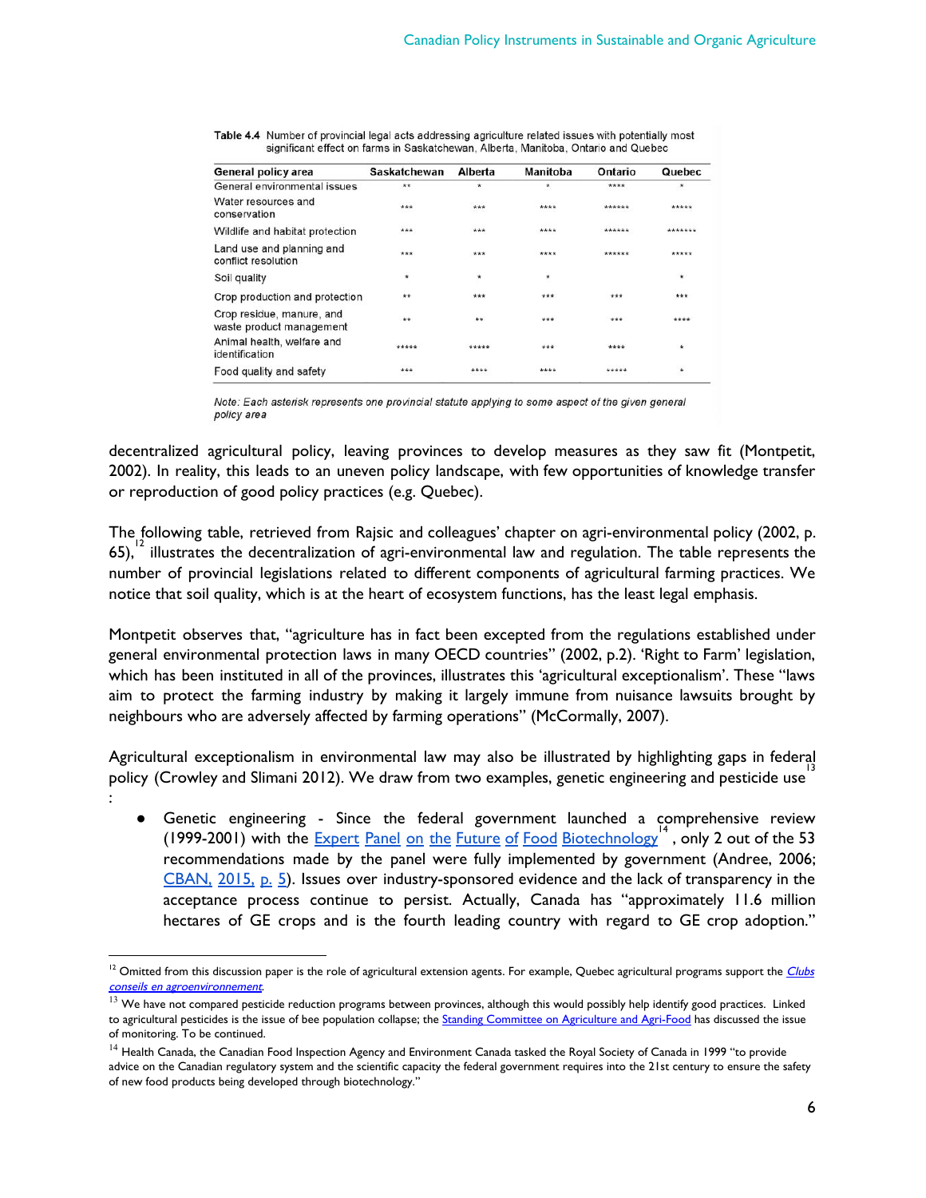Table 4.4 Number of provincial legal acts addressing agriculture related issues with potentially most significant effect on farms in Saskatchewan, Alberta, Manitoba, Ontario and Quebec

| General policy area | Saskatchewan | Alberta | Manitoba | Ontario | Quebec |
|---|---|---|---|---|---|
| General environmental issues | ** | * | * | **** | * |
| Water resources and conservation | *** | *** | **** | ****** | ***** |
| Wildlife and habitat protection | *** | *** | **** | ****** | ******* |
| Land use and planning and conflict resolution | *** | *** | **** | ****** | ***** |
| Soil quality | * | * | * | | * |
| Crop production and protection | ** | *** | *** | *** | *** |
| Crop residue, manure, and waste product management | ** | ** | *** | *** | **** |
| Animal health, welfare and identification | ***** | ***** | *** | **** | * |
| Food quality and safety | *** | **** | **** | ***** | * |

*Note: Each asterisk represents one provincial statute applying to some aspect of the given general policy area*

decentralized agricultural policy, leaving provinces to develop measures as they saw fit (Montpetit, 2002). In reality, this leads to an uneven policy landscape, with few opportunities of knowledge transfer or reproduction of good policy practices (e.g. Quebec).

The following table, retrieved from Rajsic and colleagues' chapter on agri-environmental policy (2002, p. 65),[12] illustrates the decentralization of agri-environmental law and regulation. The table represents the number of provincial legislations related to different components of agricultural farming practices. We notice that soil quality, which is at the heart of ecosystem functions, has the least legal emphasis.

Montpetit observes that, "agriculture has in fact been excepted from the regulations established under general environmental protection laws in many OECD countries" (2002, p.2). 'Right to Farm' legislation, which has been instituted in all of the provinces, illustrates this 'agricultural exceptionalism'. These "laws aim to protect the farming industry by making it largely immune from nuisance lawsuits brought by neighbours who are adversely affected by farming operations" (McCormally, 2007).

Agricultural exceptionalism in environmental law may also be illustrated by highlighting gaps in federal policy (Crowley and Slimani 2012). We draw from two examples, genetic engineering and pesticide use[13]:

- Genetic engineering - Since the federal government launched a comprehensive review (1999-2001) with the Expert Panel on the Future of Food Biotechnology[14], only 2 out of the 53 recommendations made by the panel were fully implemented by government (Andree, 2006; CBAN, 2015, p. 5). Issues over industry-sponsored evidence and the lack of transparency in the acceptance process continue to persist. Actually, Canada has "approximately 11.6 million hectares of GE crops and is the fourth leading country with regard to GE crop adoption."

[12] Omitted from this discussion paper is the role of agricultural extension agents. For example, Quebec agricultural programs support the *Clubs conseils en agroenvironnement*.

[13] We have not compared pesticide reduction programs between provinces, although this would possibly help identify good practices. Linked to agricultural pesticides is the issue of bee population collapse; the Standing Committee on Agriculture and Agri-Food has discussed the issue of monitoring. To be continued.

[14] Health Canada, the Canadian Food Inspection Agency and Environment Canada tasked the Royal Society of Canada in 1999 "to provide advice on the Canadian regulatory system and the scientific capacity the federal government requires into the 21st century to ensure the safety of new food products being developed through biotechnology."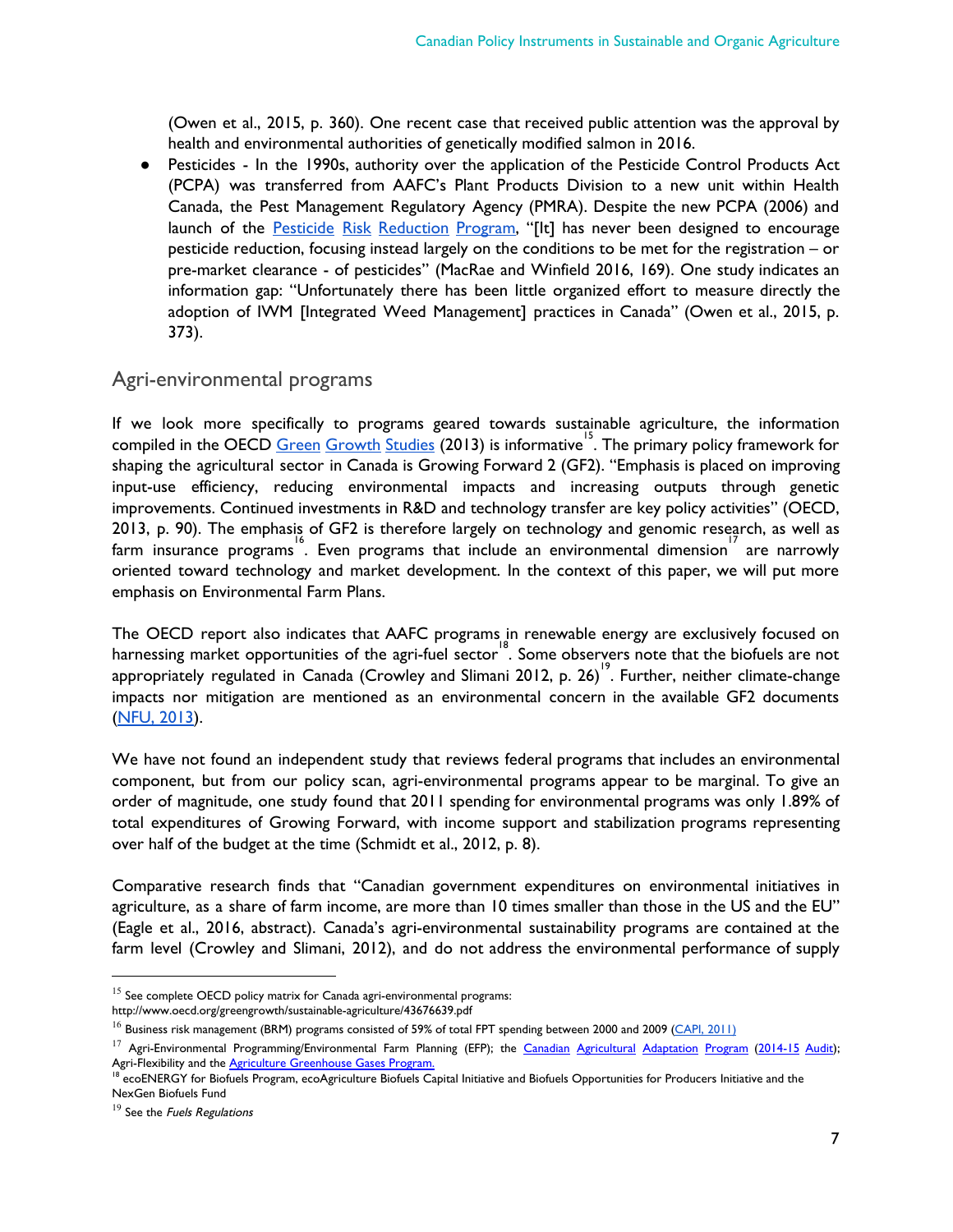(Owen et al., 2015, p. 360). One recent case that received public attention was the approval by health and environmental authorities of genetically modified salmon in 2016.

- Pesticides - In the 1990s, authority over the application of the Pesticide Control Products Act (PCPA) was transferred from AAFC's Plant Products Division to a new unit within Health Canada, the Pest Management Regulatory Agency (PMRA). Despite the new PCPA (2006) and launch of the Pesticide Risk Reduction Program, "[It] has never been designed to encourage pesticide reduction, focusing instead largely on the conditions to be met for the registration – or pre-market clearance - of pesticides" (MacRae and Winfield 2016, 169). One study indicates an information gap: "Unfortunately there has been little organized effort to measure directly the adoption of IWM [Integrated Weed Management] practices in Canada" (Owen et al., 2015, p. 373).

## Agri-environmental programs

If we look more specifically to programs geared towards sustainable agriculture, the information compiled in the OECD Green Growth Studies (2013) is informative[15]. The primary policy framework for shaping the agricultural sector in Canada is Growing Forward 2 (GF2). "Emphasis is placed on improving input-use efficiency, reducing environmental impacts and increasing outputs through genetic improvements. Continued investments in R&D and technology transfer are key policy activities" (OECD, 2013, p. 90). The emphasis of GF2 is therefore largely on technology and genomic research, as well as farm insurance programs[16]. Even programs that include an environmental dimension[17] are narrowly oriented toward technology and market development. In the context of this paper, we will put more emphasis on Environmental Farm Plans.

The OECD report also indicates that AAFC programs in renewable energy are exclusively focused on harnessing market opportunities of the agri-fuel sector[18]. Some observers note that the biofuels are not appropriately regulated in Canada (Crowley and Slimani 2012, p. 26)[19]. Further, neither climate-change impacts nor mitigation are mentioned as an environmental concern in the available GF2 documents (NFU, 2013).

We have not found an independent study that reviews federal programs that includes an environmental component, but from our policy scan, agri-environmental programs appear to be marginal. To give an order of magnitude, one study found that 2011 spending for environmental programs was only 1.89% of total expenditures of Growing Forward, with income support and stabilization programs representing over half of the budget at the time (Schmidt et al., 2012, p. 8).

Comparative research finds that "Canadian government expenditures on environmental initiatives in agriculture, as a share of farm income, are more than 10 times smaller than those in the US and the EU" (Eagle et al., 2016, abstract). Canada's agri-environmental sustainability programs are contained at the farm level (Crowley and Slimani, 2012), and do not address the environmental performance of supply

---

[15] See complete OECD policy matrix for Canada agri-environmental programs: http://www.oecd.org/greengrowth/sustainable-agriculture/43676639.pdf

[16] Business risk management (BRM) programs consisted of 59% of total FPT spending between 2000 and 2009 (CAPI, 2011)

[17] Agri-Environmental Programming/Environmental Farm Planning (EFP); the Canadian Agricultural Adaptation Program (2014-15 Audit); Agri-Flexibility and the Agriculture Greenhouse Gases Program.

[18] ecoENERGY for Biofuels Program, ecoAgriculture Biofuels Capital Initiative and Biofuels Opportunities for Producers Initiative and the NexGen Biofuels Fund

[19] See the *Fuels Regulations*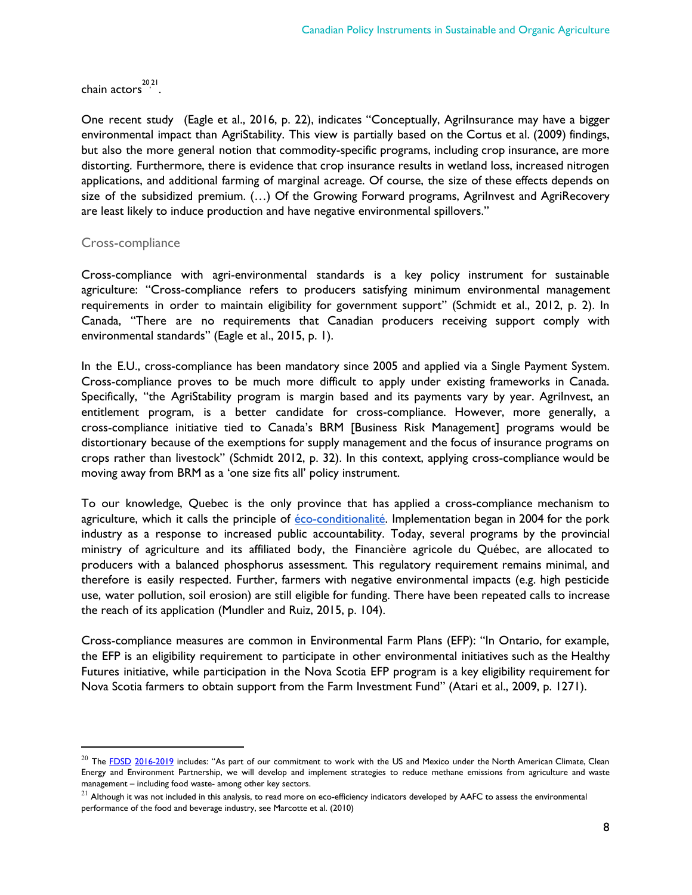chain actors[20,21].

One recent study (Eagle et al., 2016, p. 22), indicates "Conceptually, AgriInsurance may have a bigger environmental impact than AgriStability. This view is partially based on the Cortus et al. (2009) findings, but also the more general notion that commodity-specific programs, including crop insurance, are more distorting. Furthermore, there is evidence that crop insurance results in wetland loss, increased nitrogen applications, and additional farming of marginal acreage. Of course, the size of these effects depends on size of the subsidized premium. (…) Of the Growing Forward programs, AgriInvest and AgriRecovery are least likely to induce production and have negative environmental spillovers."

### Cross-compliance

Cross-compliance with agri-environmental standards is a key policy instrument for sustainable agriculture: "Cross-compliance refers to producers satisfying minimum environmental management requirements in order to maintain eligibility for government support" (Schmidt et al., 2012, p. 2). In Canada, "There are no requirements that Canadian producers receiving support comply with environmental standards" (Eagle et al., 2015, p. 1).

In the E.U., cross-compliance has been mandatory since 2005 and applied via a Single Payment System. Cross-compliance proves to be much more difficult to apply under existing frameworks in Canada. Specifically, "the AgriStability program is margin based and its payments vary by year. AgriInvest, an entitlement program, is a better candidate for cross-compliance. However, more generally, a cross-compliance initiative tied to Canada's BRM [Business Risk Management] programs would be distortionary because of the exemptions for supply management and the focus of insurance programs on crops rather than livestock" (Schmidt 2012, p. 32). In this context, applying cross-compliance would be moving away from BRM as a 'one size fits all' policy instrument.

To our knowledge, Quebec is the only province that has applied a cross-compliance mechanism to agriculture, which it calls the principle of éco-conditionalité. Implementation began in 2004 for the pork industry as a response to increased public accountability. Today, several programs by the provincial ministry of agriculture and its affiliated body, the Financière agricole du Québec, are allocated to producers with a balanced phosphorus assessment. This regulatory requirement remains minimal, and therefore is easily respected. Further, farmers with negative environmental impacts (e.g. high pesticide use, water pollution, soil erosion) are still eligible for funding. There have been repeated calls to increase the reach of its application (Mundler and Ruiz, 2015, p. 104).

Cross-compliance measures are common in Environmental Farm Plans (EFP): "In Ontario, for example, the EFP is an eligibility requirement to participate in other environmental initiatives such as the Healthy Futures initiative, while participation in the Nova Scotia EFP program is a key eligibility requirement for Nova Scotia farmers to obtain support from the Farm Investment Fund" (Atari et al., 2009, p. 1271).

---

[20] The FDSD 2016-2019 includes: "As part of our commitment to work with the US and Mexico under the North American Climate, Clean Energy and Environment Partnership, we will develop and implement strategies to reduce methane emissions from agriculture and waste management – including food waste- among other key sectors.

[21] Although it was not included in this analysis, to read more on eco-efficiency indicators developed by AAFC to assess the environmental performance of the food and beverage industry, see Marcotte et al. (2010)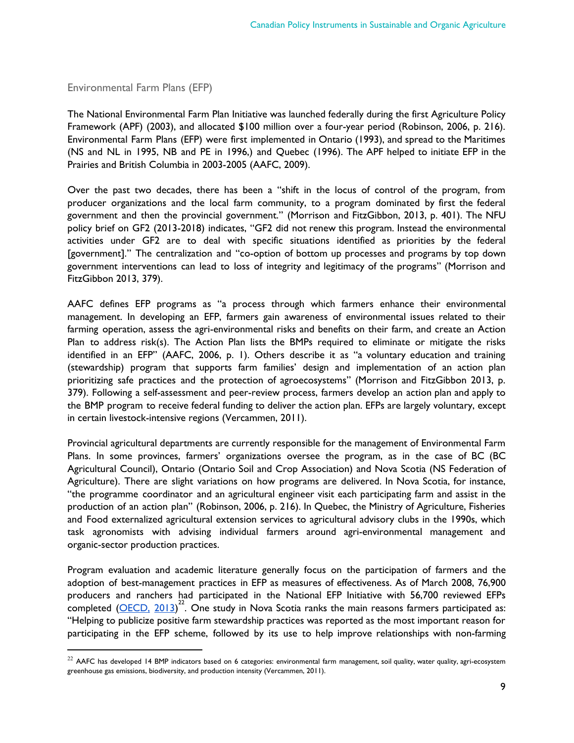## Environmental Farm Plans (EFP)

The National Environmental Farm Plan Initiative was launched federally during the first Agriculture Policy Framework (APF) (2003), and allocated $100 million over a four-year period (Robinson, 2006, p. 216). Environmental Farm Plans (EFP) were first implemented in Ontario (1993), and spread to the Maritimes (NS and NL in 1995, NB and PE in 1996,) and Quebec (1996). The APF helped to initiate EFP in the Prairies and British Columbia in 2003-2005 (AAFC, 2009).

Over the past two decades, there has been a "shift in the locus of control of the program, from producer organizations and the local farm community, to a program dominated by first the federal government and then the provincial government." (Morrison and FitzGibbon, 2013, p. 401). The NFU policy brief on GF2 (2013-2018) indicates, "GF2 did not renew this program. Instead the environmental activities under GF2 are to deal with specific situations identified as priorities by the federal [government]." The centralization and "co-option of bottom up processes and programs by top down government interventions can lead to loss of integrity and legitimacy of the programs" (Morrison and FitzGibbon 2013, 379).

AAFC defines EFP programs as "a process through which farmers enhance their environmental management. In developing an EFP, farmers gain awareness of environmental issues related to their farming operation, assess the agri-environmental risks and benefits on their farm, and create an Action Plan to address risk(s). The Action Plan lists the BMPs required to eliminate or mitigate the risks identified in an EFP" (AAFC, 2006, p. 1). Others describe it as "a voluntary education and training (stewardship) program that supports farm families' design and implementation of an action plan prioritizing safe practices and the protection of agroecosystems" (Morrison and FitzGibbon 2013, p. 379). Following a self-assessment and peer-review process, farmers develop an action plan and apply to the BMP program to receive federal funding to deliver the action plan. EFPs are largely voluntary, except in certain livestock-intensive regions (Vercammen, 2011).

Provincial agricultural departments are currently responsible for the management of Environmental Farm Plans. In some provinces, farmers' organizations oversee the program, as in the case of BC (BC Agricultural Council), Ontario (Ontario Soil and Crop Association) and Nova Scotia (NS Federation of Agriculture). There are slight variations on how programs are delivered. In Nova Scotia, for instance, "the programme coordinator and an agricultural engineer visit each participating farm and assist in the production of an action plan" (Robinson, 2006, p. 216). In Quebec, the Ministry of Agriculture, Fisheries and Food externalized agricultural extension services to agricultural advisory clubs in the 1990s, which task agronomists with advising individual farmers around agri-environmental management and organic-sector production practices.

Program evaluation and academic literature generally focus on the participation of farmers and the adoption of best-management practices in EFP as measures of effectiveness. As of March 2008, 76,900 producers and ranchers had participated in the National EFP Initiative with 56,700 reviewed EFPs completed (OECD, 2013)[22]. One study in Nova Scotia ranks the main reasons farmers participated as: "Helping to publicize positive farm stewardship practices was reported as the most important reason for participating in the EFP scheme, followed by its use to help improve relationships with non-farming

[22] AAFC has developed 14 BMP indicators based on 6 categories: environmental farm management, soil quality, water quality, agri-ecosystem greenhouse gas emissions, biodiversity, and production intensity (Vercammen, 2011).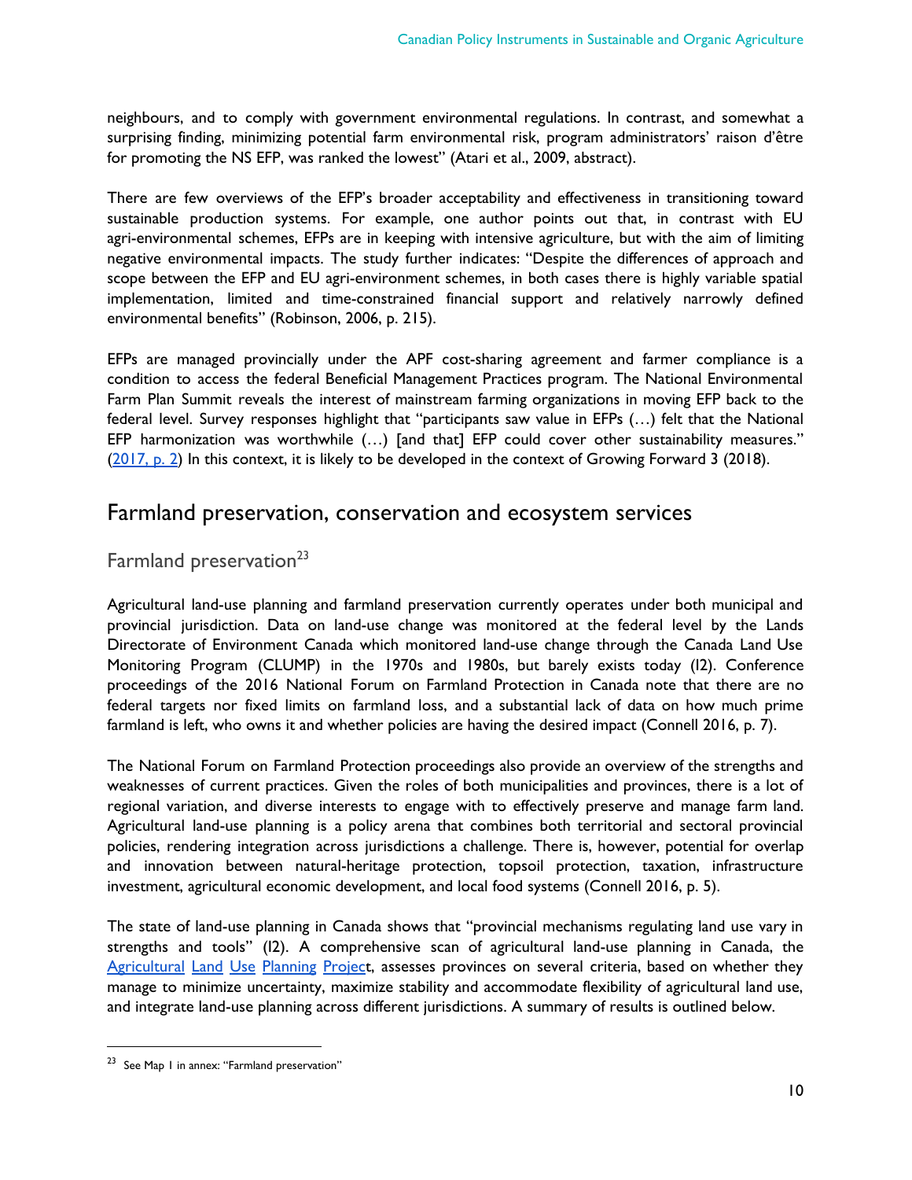neighbours, and to comply with government environmental regulations. In contrast, and somewhat a surprising finding, minimizing potential farm environmental risk, program administrators' raison d'être for promoting the NS EFP, was ranked the lowest" (Atari et al., 2009, abstract).

There are few overviews of the EFP's broader acceptability and effectiveness in transitioning toward sustainable production systems. For example, one author points out that, in contrast with EU agri-environmental schemes, EFPs are in keeping with intensive agriculture, but with the aim of limiting negative environmental impacts. The study further indicates: "Despite the differences of approach and scope between the EFP and EU agri-environment schemes, in both cases there is highly variable spatial implementation, limited and time-constrained financial support and relatively narrowly defined environmental benefits" (Robinson, 2006, p. 215).

EFPs are managed provincially under the APF cost-sharing agreement and farmer compliance is a condition to access the federal Beneficial Management Practices program. The National Environmental Farm Plan Summit reveals the interest of mainstream farming organizations in moving EFP back to the federal level. Survey responses highlight that "participants saw value in EFPs (…) felt that the National EFP harmonization was worthwhile (…) [and that] EFP could cover other sustainability measures." (2017, p. 2) In this context, it is likely to be developed in the context of Growing Forward 3 (2018).

## Farmland preservation, conservation and ecosystem services

### Farmland preservation[23]

Agricultural land-use planning and farmland preservation currently operates under both municipal and provincial jurisdiction. Data on land-use change was monitored at the federal level by the Lands Directorate of Environment Canada which monitored land-use change through the Canada Land Use Monitoring Program (CLUMP) in the 1970s and 1980s, but barely exists today (I2). Conference proceedings of the 2016 National Forum on Farmland Protection in Canada note that there are no federal targets nor fixed limits on farmland loss, and a substantial lack of data on how much prime farmland is left, who owns it and whether policies are having the desired impact (Connell 2016, p. 7).

The National Forum on Farmland Protection proceedings also provide an overview of the strengths and weaknesses of current practices. Given the roles of both municipalities and provinces, there is a lot of regional variation, and diverse interests to engage with to effectively preserve and manage farm land. Agricultural land-use planning is a policy arena that combines both territorial and sectoral provincial policies, rendering integration across jurisdictions a challenge. There is, however, potential for overlap and innovation between natural-heritage protection, topsoil protection, taxation, infrastructure investment, agricultural economic development, and local food systems (Connell 2016, p. 5).

The state of land-use planning in Canada shows that "provincial mechanisms regulating land use vary in strengths and tools" (I2). A comprehensive scan of agricultural land-use planning in Canada, the Agricultural Land Use Planning Project, assesses provinces on several criteria, based on whether they manage to minimize uncertainty, maximize stability and accommodate flexibility of agricultural land use, and integrate land-use planning across different jurisdictions. A summary of results is outlined below.

---

[23] See Map 1 in annex: "Farmland preservation"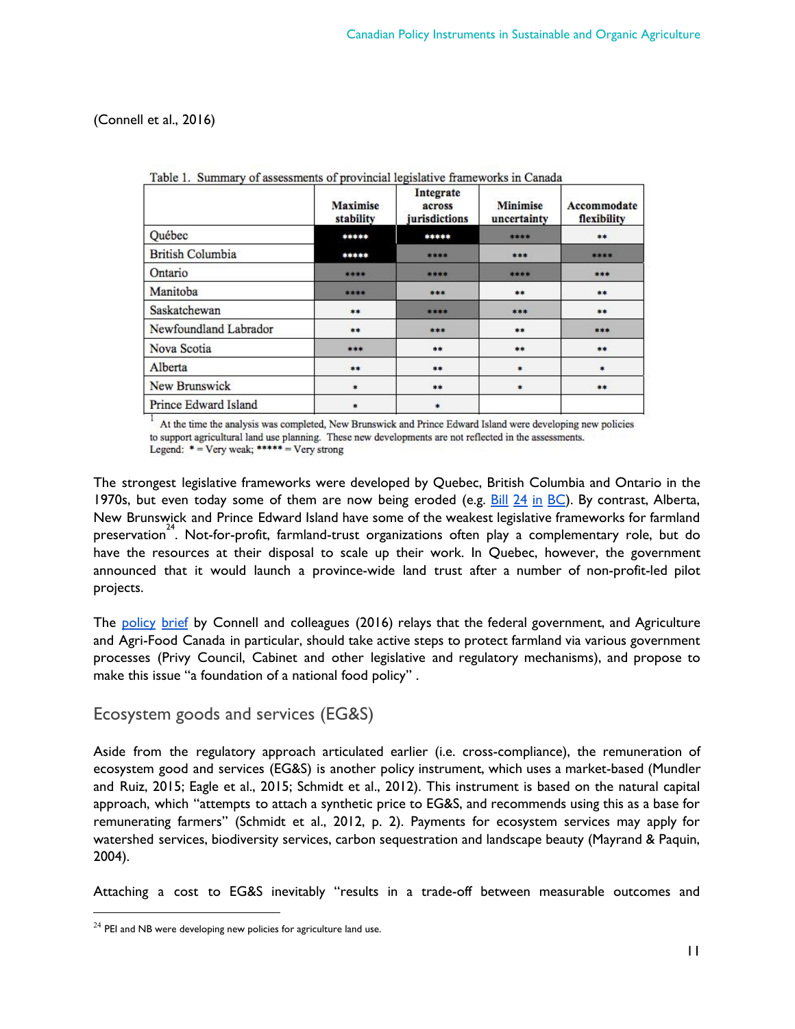(Connell et al., 2016)

Table 1. Summary of assessments of provincial legislative frameworks in Canada

| | Maximise stability | Integrate across jurisdictions | Minimise uncertainty | Accommodate flexibility |
|---|---|---|---|---|
| Québec | ***** | ***** | **** | ** |
| British Columbia | ***** | **** | *** | **** |
| Ontario | **** | **** | **** | *** |
| Manitoba | **** | *** | ** | ** |
| Saskatchewan | ** | **** | *** | ** |
| Newfoundland Labrador | ** | *** | ** | *** |
| Nova Scotia | *** | ** | ** | ** |
| Alberta | ** | ** | * | * |
| New Brunswick | * | ** | * | ** |
| Prince Edward Island | * | * | | |

[1] At the time the analysis was completed, New Brunswick and Prince Edward Island were developing new policies to support agricultural land use planning. These new developments are not reflected in the assessments.
Legend: * = Very weak; ***** = Very strong

The strongest legislative frameworks were developed by Quebec, British Columbia and Ontario in the 1970s, but even today some of them are now being eroded (e.g. Bill 24 in BC). By contrast, Alberta, New Brunswick and Prince Edward Island have some of the weakest legislative frameworks for farmland preservation[24]. Not-for-profit, farmland-trust organizations often play a complementary role, but do have the resources at their disposal to scale up their work. In Quebec, however, the government announced that it would launch a province-wide land trust after a number of non-profit-led pilot projects.

The policy brief by Connell and colleagues (2016) relays that the federal government, and Agriculture and Agri-Food Canada in particular, should take active steps to protect farmland via various government processes (Privy Council, Cabinet and other legislative and regulatory mechanisms), and propose to make this issue "a foundation of a national food policy" .

## Ecosystem goods and services (EG&S)

Aside from the regulatory approach articulated earlier (i.e. cross-compliance), the remuneration of ecosystem good and services (EG&S) is another policy instrument, which uses a market-based (Mundler and Ruiz, 2015; Eagle et al., 2015; Schmidt et al., 2012). This instrument is based on the natural capital approach, which "attempts to attach a synthetic price to EG&S, and recommends using this as a base for remunerating farmers" (Schmidt et al., 2012, p. 2). Payments for ecosystem services may apply for watershed services, biodiversity services, carbon sequestration and landscape beauty (Mayrand & Paquin, 2004).

Attaching a cost to EG&S inevitably "results in a trade-off between measurable outcomes and

[24] PEI and NB were developing new policies for agriculture land use.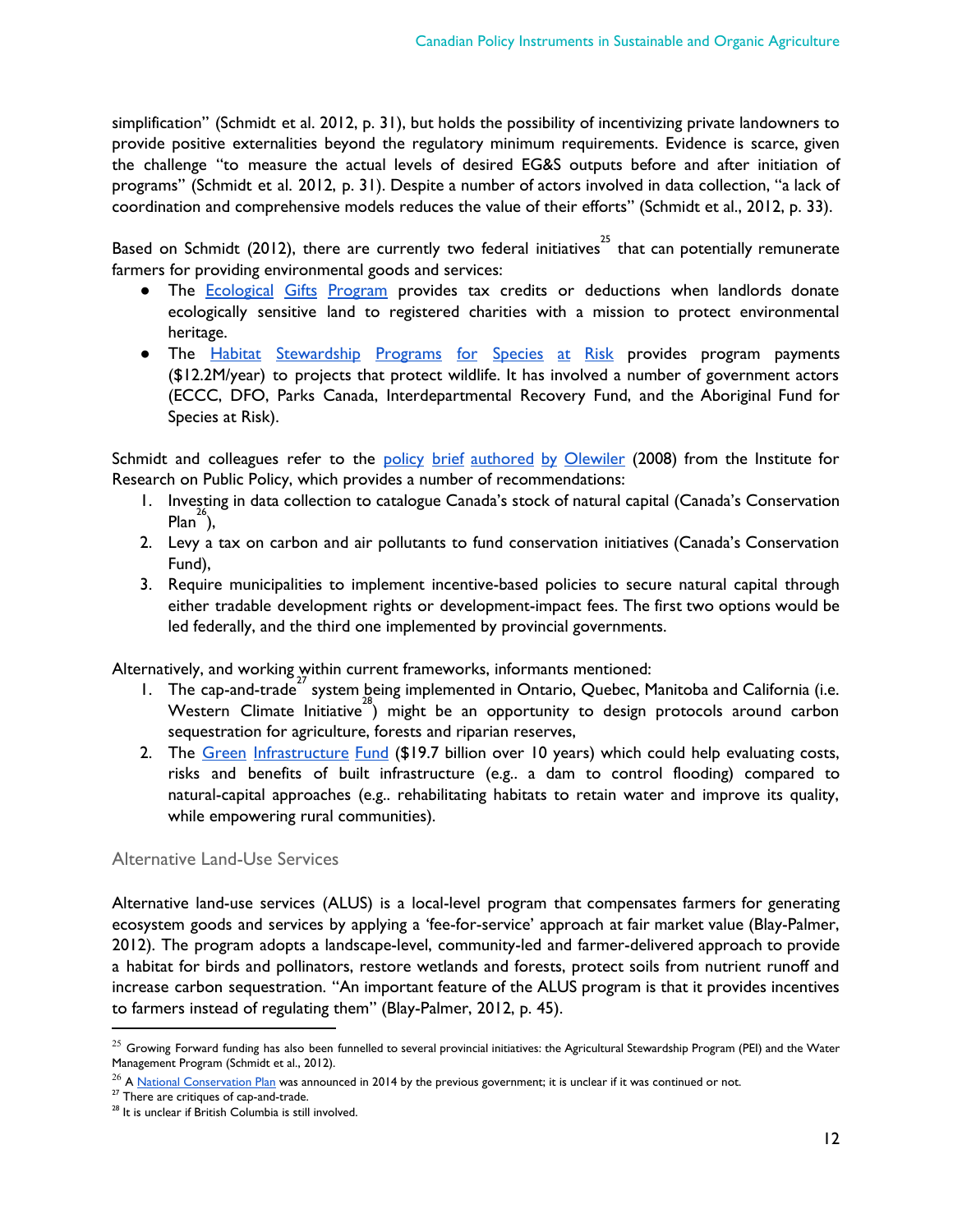simplification" (Schmidt et al. 2012, p. 31), but holds the possibility of incentivizing private landowners to provide positive externalities beyond the regulatory minimum requirements. Evidence is scarce, given the challenge "to measure the actual levels of desired EG&S outputs before and after initiation of programs" (Schmidt et al. 2012, p. 31). Despite a number of actors involved in data collection, "a lack of coordination and comprehensive models reduces the value of their efforts" (Schmidt et al., 2012, p. 33).

Based on Schmidt (2012), there are currently two federal initiatives[25] that can potentially remunerate farmers for providing environmental goods and services:

- The Ecological Gifts Program provides tax credits or deductions when landlords donate ecologically sensitive land to registered charities with a mission to protect environmental heritage.
- The Habitat Stewardship Programs for Species at Risk provides program payments ($12.2M/year) to projects that protect wildlife. It has involved a number of government actors (ECCC, DFO, Parks Canada, Interdepartmental Recovery Fund, and the Aboriginal Fund for Species at Risk).

Schmidt and colleagues refer to the policy brief authored by Olewiler (2008) from the Institute for Research on Public Policy, which provides a number of recommendations:

1. Investing in data collection to catalogue Canada's stock of natural capital (Canada's Conservation Plan[26]),
2. Levy a tax on carbon and air pollutants to fund conservation initiatives (Canada's Conservation Fund),
3. Require municipalities to implement incentive-based policies to secure natural capital through either tradable development rights or development-impact fees. The first two options would be led federally, and the third one implemented by provincial governments.

Alternatively, and working within current frameworks, informants mentioned:

1. The cap-and-trade[27] system being implemented in Ontario, Quebec, Manitoba and California (i.e. Western Climate Initiative[28]) might be an opportunity to design protocols around carbon sequestration for agriculture, forests and riparian reserves,
2. The Green Infrastructure Fund ($19.7 billion over 10 years) which could help evaluating costs, risks and benefits of built infrastructure (e.g.. a dam to control flooding) compared to natural-capital approaches (e.g.. rehabilitating habitats to retain water and improve its quality, while empowering rural communities).

### Alternative Land-Use Services

Alternative land-use services (ALUS) is a local-level program that compensates farmers for generating ecosystem goods and services by applying a 'fee-for-service' approach at fair market value (Blay-Palmer, 2012). The program adopts a landscape-level, community-led and farmer-delivered approach to provide a habitat for birds and pollinators, restore wetlands and forests, protect soils from nutrient runoff and increase carbon sequestration. "An important feature of the ALUS program is that it provides incentives to farmers instead of regulating them" (Blay-Palmer, 2012, p. 45).

---

[25] Growing Forward funding has also been funnelled to several provincial initiatives: the Agricultural Stewardship Program (PEI) and the Water Management Program (Schmidt et al., 2012).

[26] A National Conservation Plan was announced in 2014 by the previous government; it is unclear if it was continued or not.

[27] There are critiques of cap-and-trade.

[28] It is unclear if British Columbia is still involved.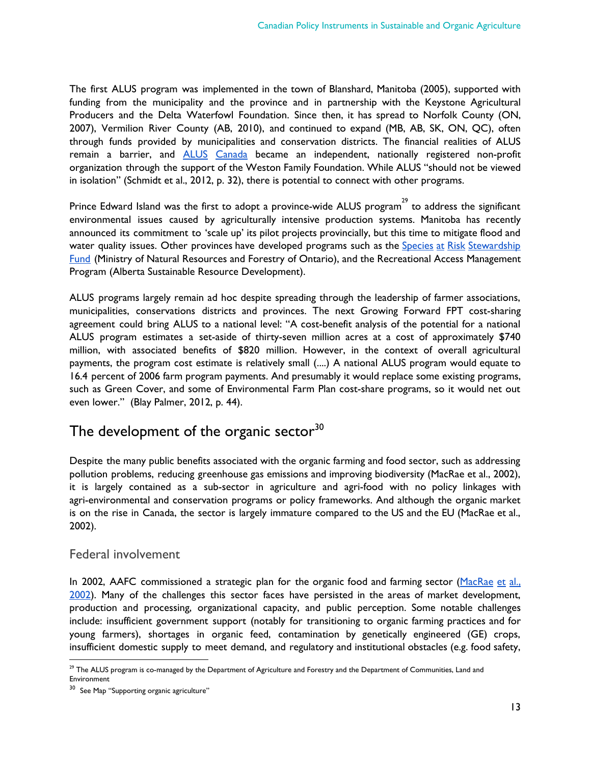The first ALUS program was implemented in the town of Blanshard, Manitoba (2005), supported with funding from the municipality and the province and in partnership with the Keystone Agricultural Producers and the Delta Waterfowl Foundation. Since then, it has spread to Norfolk County (ON, 2007), Vermilion River County (AB, 2010), and continued to expand (MB, AB, SK, ON, QC), often through funds provided by municipalities and conservation districts. The financial realities of ALUS remain a barrier, and ALUS Canada became an independent, nationally registered non-profit organization through the support of the Weston Family Foundation. While ALUS "should not be viewed in isolation" (Schmidt et al., 2012, p. 32), there is potential to connect with other programs.

Prince Edward Island was the first to adopt a province-wide ALUS program[29] to address the significant environmental issues caused by agriculturally intensive production systems. Manitoba has recently announced its commitment to 'scale up' its pilot projects provincially, but this time to mitigate flood and water quality issues. Other provinces have developed programs such as the Species at Risk Stewardship Fund (Ministry of Natural Resources and Forestry of Ontario), and the Recreational Access Management Program (Alberta Sustainable Resource Development).

ALUS programs largely remain ad hoc despite spreading through the leadership of farmer associations, municipalities, conservations districts and provinces. The next Growing Forward FPT cost-sharing agreement could bring ALUS to a national level: "A cost-benefit analysis of the potential for a national ALUS program estimates a set-aside of thirty-seven million acres at a cost of approximately $740 million, with associated benefits of $820 million. However, in the context of overall agricultural payments, the program cost estimate is relatively small (....) A national ALUS program would equate to 16.4 percent of 2006 farm program payments. And presumably it would replace some existing programs, such as Green Cover, and some of Environmental Farm Plan cost-share programs, so it would net out even lower." (Blay Palmer, 2012, p. 44).

## The development of the organic sector[30]

Despite the many public benefits associated with the organic farming and food sector, such as addressing pollution problems, reducing greenhouse gas emissions and improving biodiversity (MacRae et al., 2002), it is largely contained as a sub-sector in agriculture and agri-food with no policy linkages with agri-environmental and conservation programs or policy frameworks. And although the organic market is on the rise in Canada, the sector is largely immature compared to the US and the EU (MacRae et al., 2002).

### Federal involvement

In 2002, AAFC commissioned a strategic plan for the organic food and farming sector (MacRae et al., 2002). Many of the challenges this sector faces have persisted in the areas of market development, production and processing, organizational capacity, and public perception. Some notable challenges include: insufficient government support (notably for transitioning to organic farming practices and for young farmers), shortages in organic feed, contamination by genetically engineered (GE) crops, insufficient domestic supply to meet demand, and regulatory and institutional obstacles (e.g. food safety,

---

[29] The ALUS program is co-managed by the Department of Agriculture and Forestry and the Department of Communities, Land and Environment

[30] See Map "Supporting organic agriculture"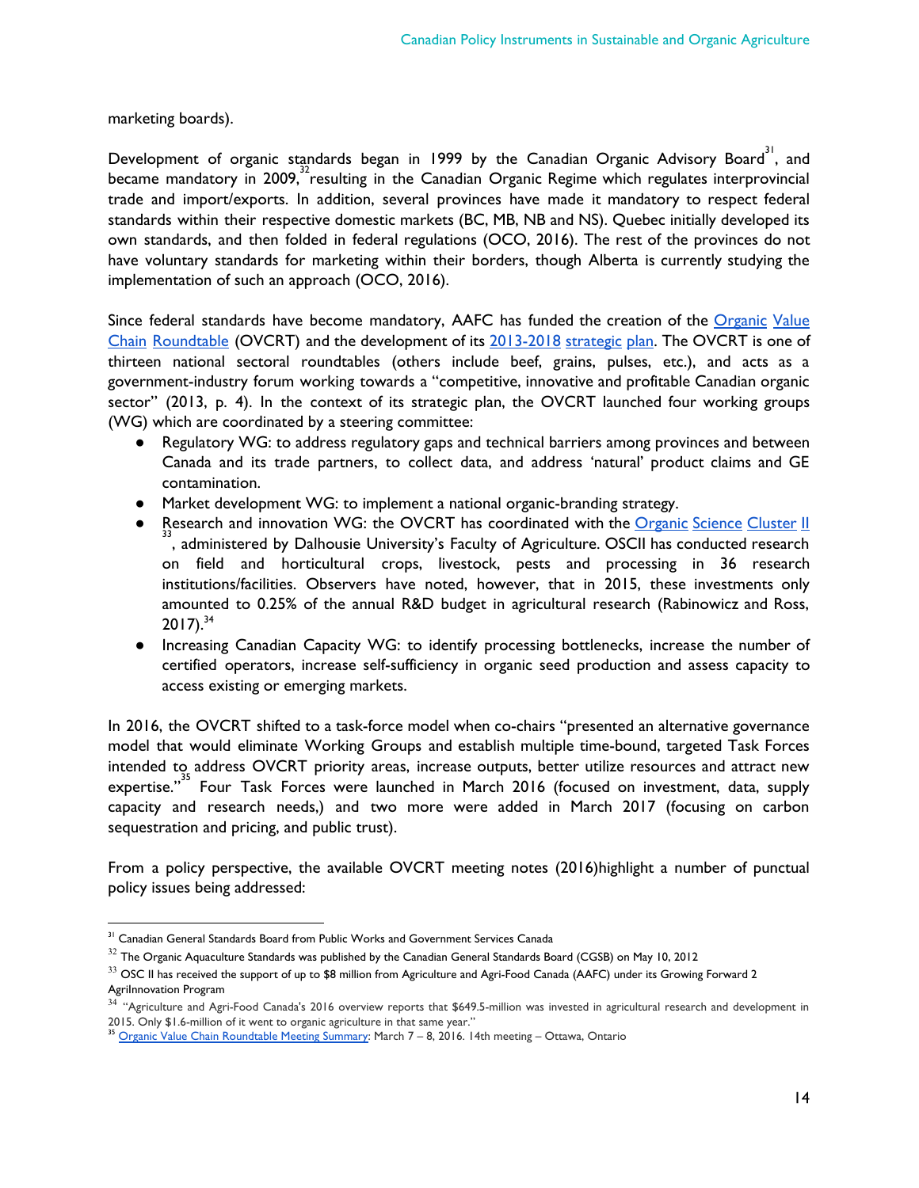marketing boards).

Development of organic standards began in 1999 by the Canadian Organic Advisory Board[31], and became mandatory in 2009,[32] resulting in the Canadian Organic Regime which regulates interprovincial trade and import/exports. In addition, several provinces have made it mandatory to respect federal standards within their respective domestic markets (BC, MB, NB and NS). Quebec initially developed its own standards, and then folded in federal regulations (OCO, 2016). The rest of the provinces do not have voluntary standards for marketing within their borders, though Alberta is currently studying the implementation of such an approach (OCO, 2016).

Since federal standards have become mandatory, AAFC has funded the creation of the Organic Value Chain Roundtable (OVCRT) and the development of its 2013-2018 strategic plan. The OVCRT is one of thirteen national sectoral roundtables (others include beef, grains, pulses, etc.), and acts as a government-industry forum working towards a "competitive, innovative and profitable Canadian organic sector" (2013, p. 4). In the context of its strategic plan, the OVCRT launched four working groups (WG) which are coordinated by a steering committee:

- Regulatory WG: to address regulatory gaps and technical barriers among provinces and between Canada and its trade partners, to collect data, and address 'natural' product claims and GE contamination.
- Market development WG: to implement a national organic-branding strategy.
- Research and innovation WG: the OVCRT has coordinated with the Organic Science Cluster II[33], administered by Dalhousie University's Faculty of Agriculture. OSCII has conducted research on field and horticultural crops, livestock, pests and processing in 36 research institutions/facilities. Observers have noted, however, that in 2015, these investments only amounted to 0.25% of the annual R&D budget in agricultural research (Rabinowicz and Ross, 2017).[34]
- Increasing Canadian Capacity WG: to identify processing bottlenecks, increase the number of certified operators, increase self-sufficiency in organic seed production and assess capacity to access existing or emerging markets.

In 2016, the OVCRT shifted to a task-force model when co-chairs "presented an alternative governance model that would eliminate Working Groups and establish multiple time-bound, targeted Task Forces intended to address OVCRT priority areas, increase outputs, better utilize resources and attract new expertise."[35] Four Task Forces were launched in March 2016 (focused on investment, data, supply capacity and research needs,) and two more were added in March 2017 (focusing on carbon sequestration and pricing, and public trust).

From a policy perspective, the available OVCRT meeting notes (2016)highlight a number of punctual policy issues being addressed:

---

[31] Canadian General Standards Board from Public Works and Government Services Canada

[32] The Organic Aquaculture Standards was published by the Canadian General Standards Board (CGSB) on May 10, 2012

[33] OSC II has received the support of up to $8 million from Agriculture and Agri-Food Canada (AAFC) under its Growing Forward 2 AgriInnovation Program

[34] "Agriculture and Agri-Food Canada's 2016 overview reports that $649.5-million was invested in agricultural research and development in 2015. Only $1.6-million of it went to organic agriculture in that same year."

[35] Organic Value Chain Roundtable Meeting Summary: March 7 – 8, 2016. 14th meeting – Ottawa, Ontario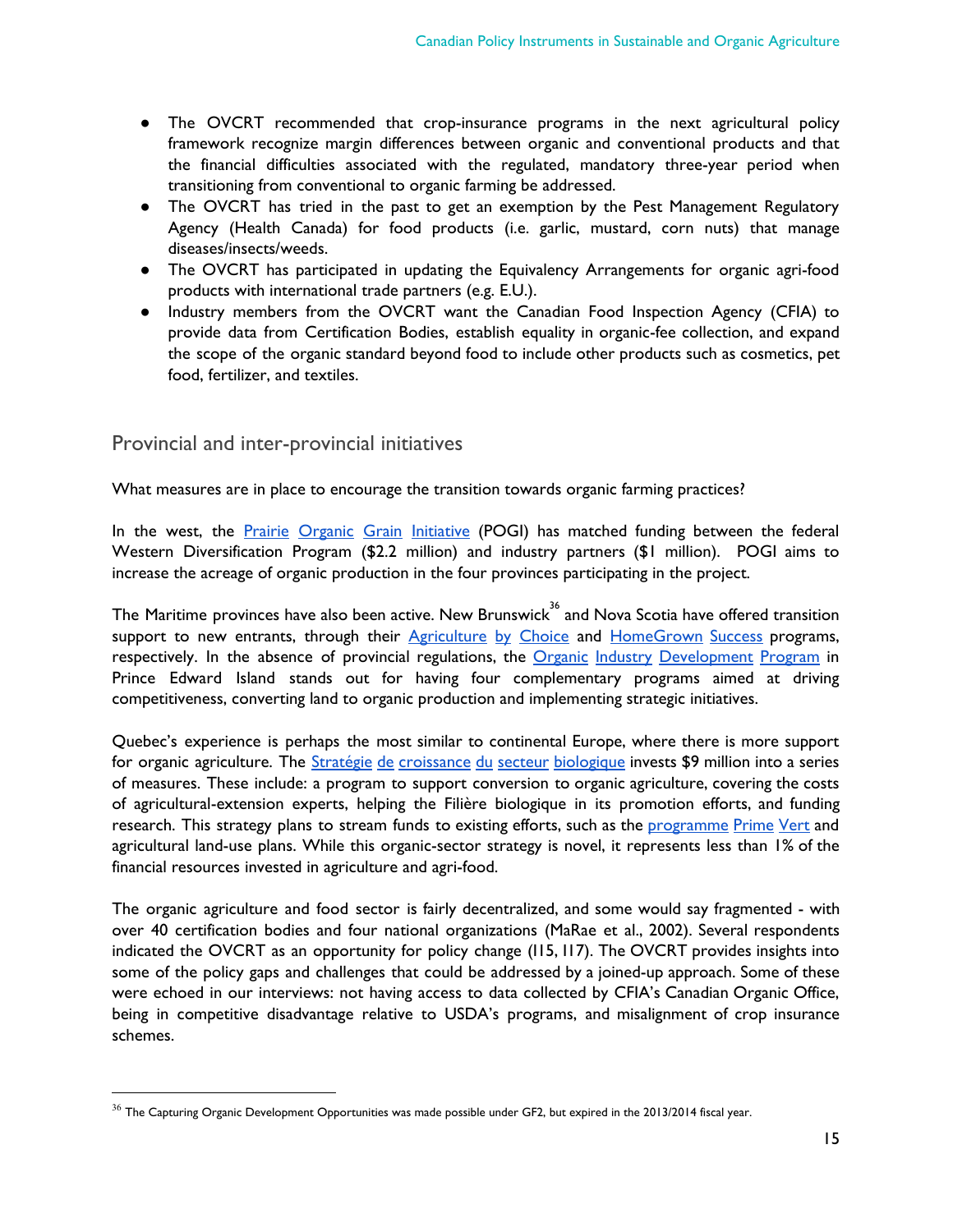- The OVCRT recommended that crop-insurance programs in the next agricultural policy framework recognize margin differences between organic and conventional products and that the financial difficulties associated with the regulated, mandatory three-year period when transitioning from conventional to organic farming be addressed.
- The OVCRT has tried in the past to get an exemption by the Pest Management Regulatory Agency (Health Canada) for food products (i.e. garlic, mustard, corn nuts) that manage diseases/insects/weeds.
- The OVCRT has participated in updating the Equivalency Arrangements for organic agri-food products with international trade partners (e.g. E.U.).
- Industry members from the OVCRT want the Canadian Food Inspection Agency (CFIA) to provide data from Certification Bodies, establish equality in organic-fee collection, and expand the scope of the organic standard beyond food to include other products such as cosmetics, pet food, fertilizer, and textiles.

## Provincial and inter-provincial initiatives

What measures are in place to encourage the transition towards organic farming practices?

In the west, the Prairie Organic Grain Initiative (POGI) has matched funding between the federal Western Diversification Program ($2.2 million) and industry partners ($1 million). POGI aims to increase the acreage of organic production in the four provinces participating in the project.

The Maritime provinces have also been active. New Brunswick[36] and Nova Scotia have offered transition support to new entrants, through their Agriculture by Choice and HomeGrown Success programs, respectively. In the absence of provincial regulations, the Organic Industry Development Program in Prince Edward Island stands out for having four complementary programs aimed at driving competitiveness, converting land to organic production and implementing strategic initiatives.

Quebec's experience is perhaps the most similar to continental Europe, where there is more support for organic agriculture. The Stratégie de croissance du secteur biologique invests $9 million into a series of measures. These include: a program to support conversion to organic agriculture, covering the costs of agricultural-extension experts, helping the Filière biologique in its promotion efforts, and funding research. This strategy plans to stream funds to existing efforts, such as the programme Prime Vert and agricultural land-use plans. While this organic-sector strategy is novel, it represents less than 1% of the financial resources invested in agriculture and agri-food.

The organic agriculture and food sector is fairly decentralized, and some would say fragmented - with over 40 certification bodies and four national organizations (MaRae et al., 2002). Several respondents indicated the OVCRT as an opportunity for policy change (I15, I17). The OVCRT provides insights into some of the policy gaps and challenges that could be addressed by a joined-up approach. Some of these were echoed in our interviews: not having access to data collected by CFIA's Canadian Organic Office, being in competitive disadvantage relative to USDA's programs, and misalignment of crop insurance schemes.

---

[36] The Capturing Organic Development Opportunities was made possible under GF2, but expired in the 2013/2014 fiscal year.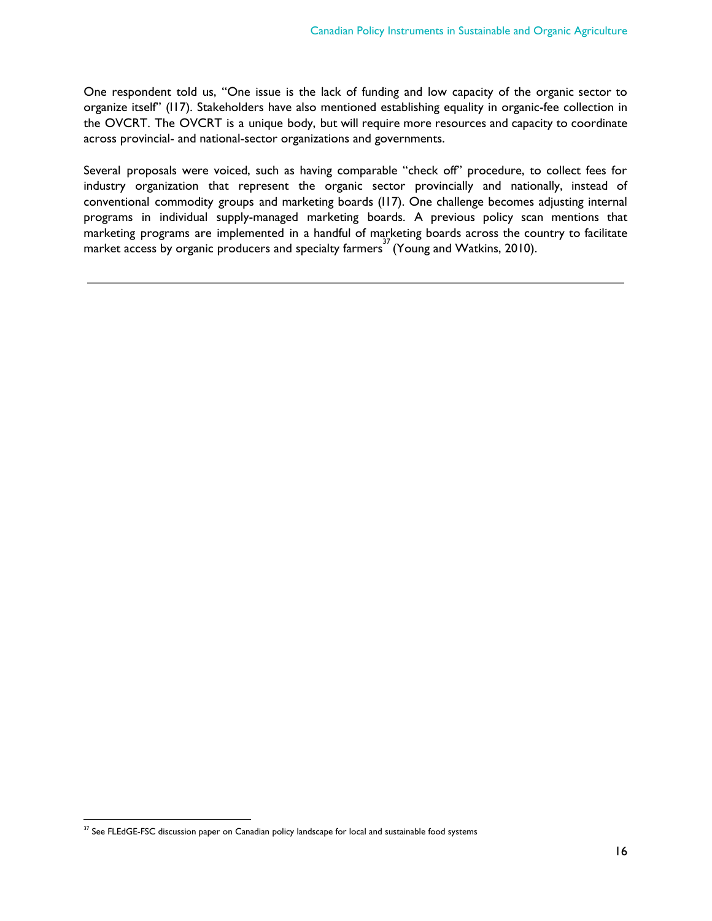One respondent told us, "One issue is the lack of funding and low capacity of the organic sector to organize itself" (I17). Stakeholders have also mentioned establishing equality in organic-fee collection in the OVCRT. The OVCRT is a unique body, but will require more resources and capacity to coordinate across provincial- and national-sector organizations and governments.

Several proposals were voiced, such as having comparable "check off" procedure, to collect fees for industry organization that represent the organic sector provincially and nationally, instead of conventional commodity groups and marketing boards (I17). One challenge becomes adjusting internal programs in individual supply-managed marketing boards. A previous policy scan mentions that marketing programs are implemented in a handful of marketing boards across the country to facilitate market access by organic producers and specialty farmers[37] (Young and Watkins, 2010).

---

[37] See FLEdGE-FSC discussion paper on Canadian policy landscape for local and sustainable food systems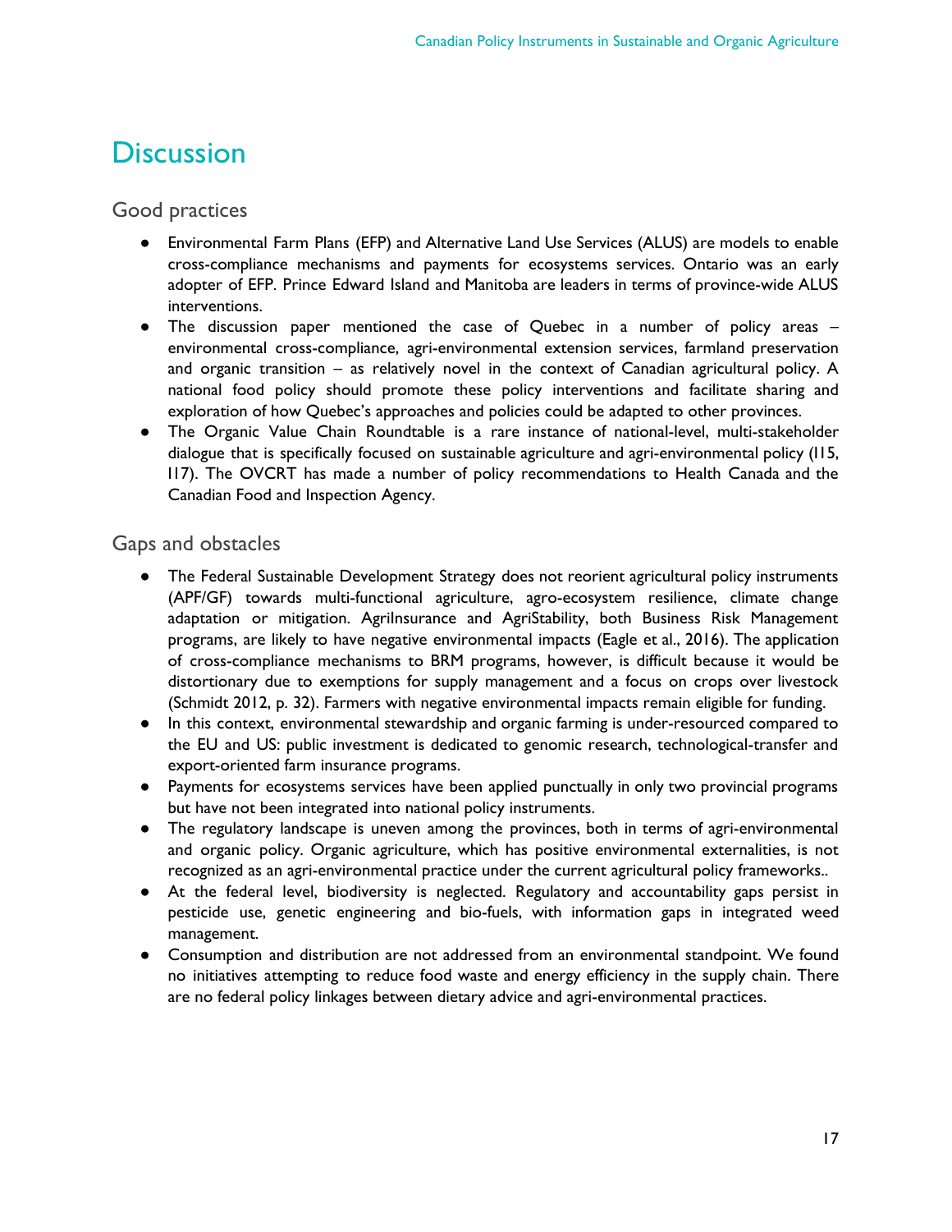# Discussion

## Good practices

- Environmental Farm Plans (EFP) and Alternative Land Use Services (ALUS) are models to enable cross-compliance mechanisms and payments for ecosystems services. Ontario was an early adopter of EFP. Prince Edward Island and Manitoba are leaders in terms of province-wide ALUS interventions.
- The discussion paper mentioned the case of Quebec in a number of policy areas – environmental cross-compliance, agri-environmental extension services, farmland preservation and organic transition – as relatively novel in the context of Canadian agricultural policy. A national food policy should promote these policy interventions and facilitate sharing and exploration of how Quebec's approaches and policies could be adapted to other provinces.
- The Organic Value Chain Roundtable is a rare instance of national-level, multi-stakeholder dialogue that is specifically focused on sustainable agriculture and agri-environmental policy (115, 117). The OVCRT has made a number of policy recommendations to Health Canada and the Canadian Food and Inspection Agency.

## Gaps and obstacles

- The Federal Sustainable Development Strategy does not reorient agricultural policy instruments (APF/GF) towards multi-functional agriculture, agro-ecosystem resilience, climate change adaptation or mitigation. AgriInsurance and AgriStability, both Business Risk Management programs, are likely to have negative environmental impacts (Eagle et al., 2016). The application of cross-compliance mechanisms to BRM programs, however, is difficult because it would be distortionary due to exemptions for supply management and a focus on crops over livestock (Schmidt 2012, p. 32). Farmers with negative environmental impacts remain eligible for funding.
- In this context, environmental stewardship and organic farming is under-resourced compared to the EU and US: public investment is dedicated to genomic research, technological-transfer and export-oriented farm insurance programs.
- Payments for ecosystems services have been applied punctually in only two provincial programs but have not been integrated into national policy instruments.
- The regulatory landscape is uneven among the provinces, both in terms of agri-environmental and organic policy. Organic agriculture, which has positive environmental externalities, is not recognized as an agri-environmental practice under the current agricultural policy frameworks..
- At the federal level, biodiversity is neglected. Regulatory and accountability gaps persist in pesticide use, genetic engineering and bio-fuels, with information gaps in integrated weed management.
- Consumption and distribution are not addressed from an environmental standpoint. We found no initiatives attempting to reduce food waste and energy efficiency in the supply chain. There are no federal policy linkages between dietary advice and agri-environmental practices.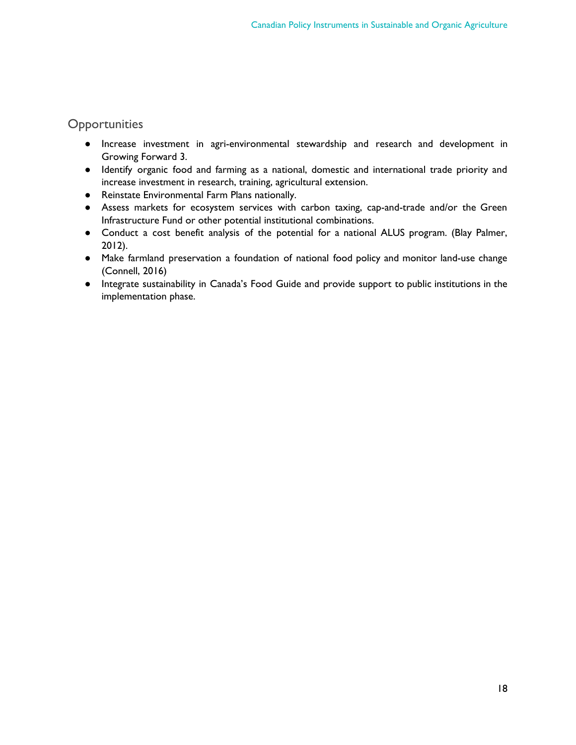## Opportunities

- Increase investment in agri-environmental stewardship and research and development in Growing Forward 3.
- Identify organic food and farming as a national, domestic and international trade priority and increase investment in research, training, agricultural extension.
- Reinstate Environmental Farm Plans nationally.
- Assess markets for ecosystem services with carbon taxing, cap-and-trade and/or the Green Infrastructure Fund or other potential institutional combinations.
- Conduct a cost benefit analysis of the potential for a national ALUS program. (Blay Palmer, 2012).
- Make farmland preservation a foundation of national food policy and monitor land-use change (Connell, 2016)
- Integrate sustainability in Canada's Food Guide and provide support to public institutions in the implementation phase.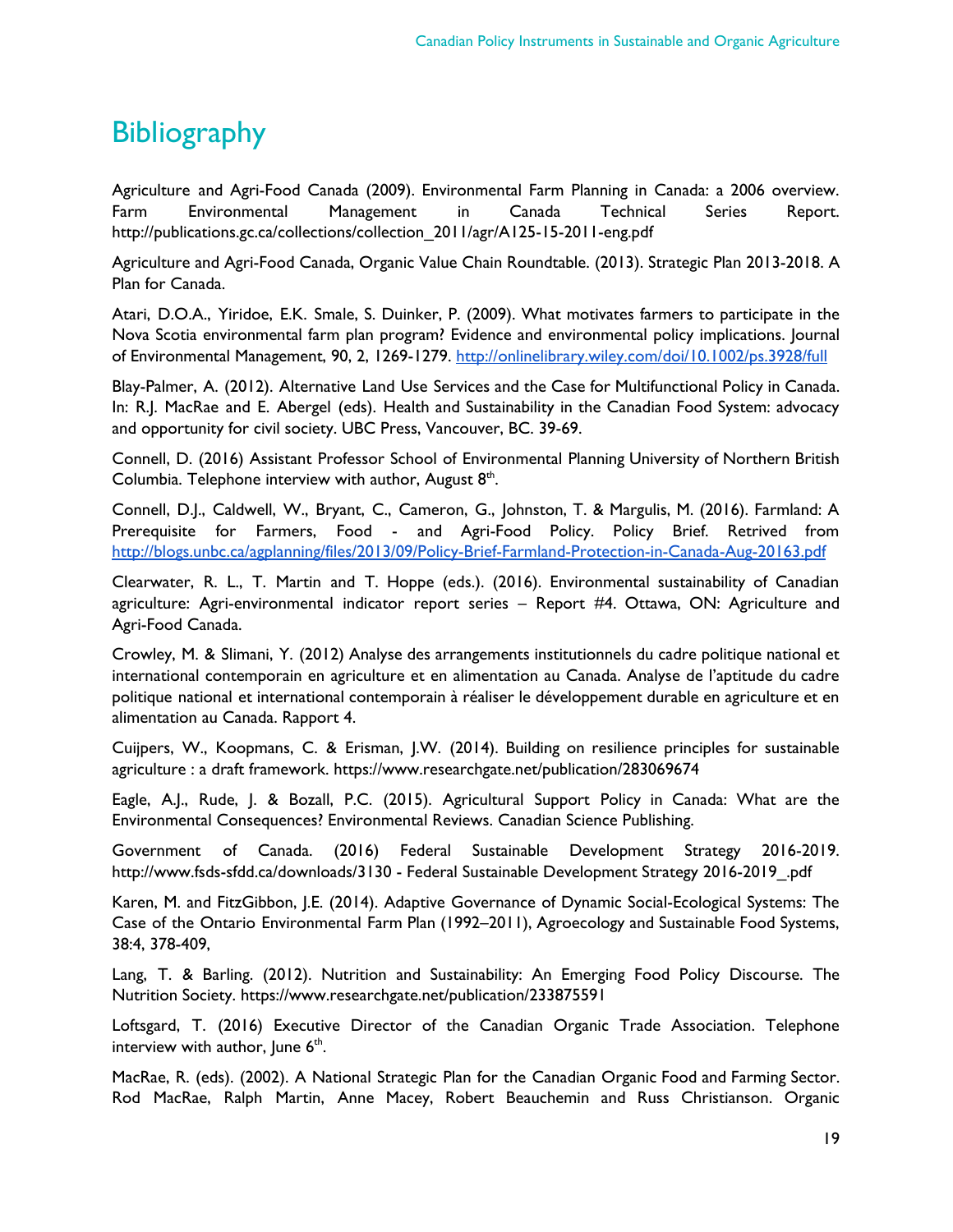# Bibliography

Agriculture and Agri-Food Canada (2009). Environmental Farm Planning in Canada: a 2006 overview. Farm Environmental Management in Canada Technical Series Report. http://publications.gc.ca/collections/collection_2011/agr/A125-15-2011-eng.pdf

Agriculture and Agri-Food Canada, Organic Value Chain Roundtable. (2013). Strategic Plan 2013-2018. A Plan for Canada.

Atari, D.O.A., Yiridoe, E.K. Smale, S. Duinker, P. (2009). What motivates farmers to participate in the Nova Scotia environmental farm plan program? Evidence and environmental policy implications. Journal of Environmental Management, 90, 2, 1269-1279. http://onlinelibrary.wiley.com/doi/10.1002/ps.3928/full

Blay-Palmer, A. (2012). Alternative Land Use Services and the Case for Multifunctional Policy in Canada. In: R.J. MacRae and E. Abergel (eds). Health and Sustainability in the Canadian Food System: advocacy and opportunity for civil society. UBC Press, Vancouver, BC. 39-69.

Connell, D. (2016) Assistant Professor School of Environmental Planning University of Northern British Columbia. Telephone interview with author, August 8th.

Connell, D.J., Caldwell, W., Bryant, C., Cameron, G., Johnston, T. & Margulis, M. (2016). Farmland: A Prerequisite for Farmers, Food - and Agri-Food Policy. Policy Brief. Retrived from http://blogs.unbc.ca/agplanning/files/2013/09/Policy-Brief-Farmland-Protection-in-Canada-Aug-20163.pdf

Clearwater, R. L., T. Martin and T. Hoppe (eds.). (2016). Environmental sustainability of Canadian agriculture: Agri-environmental indicator report series – Report #4. Ottawa, ON: Agriculture and Agri-Food Canada.

Crowley, M. & Slimani, Y. (2012) Analyse des arrangements institutionnels du cadre politique national et international contemporain en agriculture et en alimentation au Canada. Analyse de l'aptitude du cadre politique national et international contemporain à réaliser le développement durable en agriculture et en alimentation au Canada. Rapport 4.

Cuijpers, W., Koopmans, C. & Erisman, J.W. (2014). Building on resilience principles for sustainable agriculture : a draft framework. https://www.researchgate.net/publication/283069674

Eagle, A.J., Rude, J. & Bozall, P.C. (2015). Agricultural Support Policy in Canada: What are the Environmental Consequences? Environmental Reviews. Canadian Science Publishing.

Government of Canada. (2016) Federal Sustainable Development Strategy 2016-2019. http://www.fsds-sfdd.ca/downloads/3130 - Federal Sustainable Development Strategy 2016-2019_.pdf

Karen, M. and FitzGibbon, J.E. (2014). Adaptive Governance of Dynamic Social-Ecological Systems: The Case of the Ontario Environmental Farm Plan (1992–2011), Agroecology and Sustainable Food Systems, 38:4, 378-409,

Lang, T. & Barling. (2012). Nutrition and Sustainability: An Emerging Food Policy Discourse. The Nutrition Society. https://www.researchgate.net/publication/233875591

Loftsgard, T. (2016) Executive Director of the Canadian Organic Trade Association. Telephone interview with author, June 6th.

MacRae, R. (eds). (2002). A National Strategic Plan for the Canadian Organic Food and Farming Sector. Rod MacRae, Ralph Martin, Anne Macey, Robert Beauchemin and Russ Christianson. Organic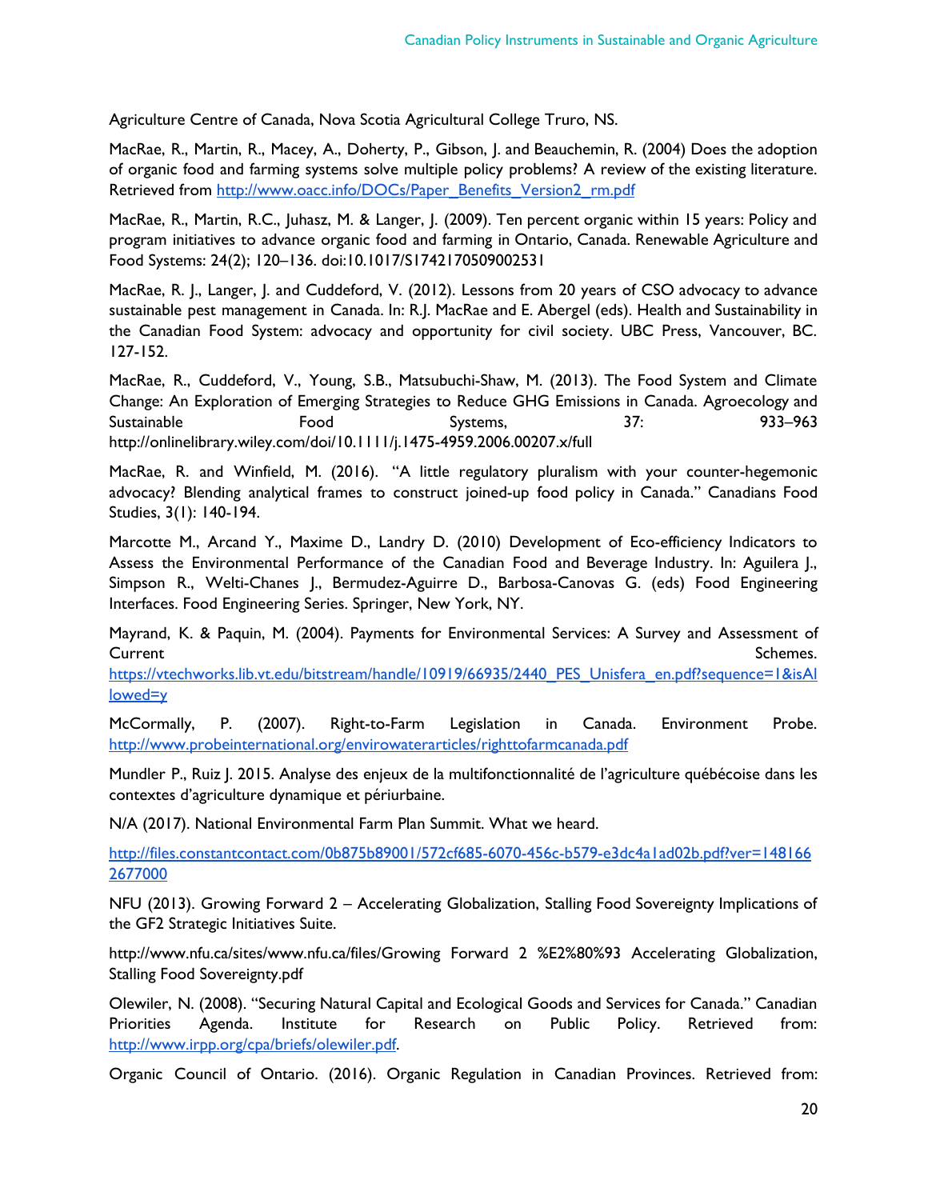Agriculture Centre of Canada, Nova Scotia Agricultural College Truro, NS.

MacRae, R., Martin, R., Macey, A., Doherty, P., Gibson, J. and Beauchemin, R. (2004) Does the adoption of organic food and farming systems solve multiple policy problems? A review of the existing literature. Retrieved from http://www.oacc.info/DOCs/Paper_Benefits_Version2_rm.pdf

MacRae, R., Martin, R.C., Juhasz, M. & Langer, J. (2009). Ten percent organic within 15 years: Policy and program initiatives to advance organic food and farming in Ontario, Canada. Renewable Agriculture and Food Systems: 24(2); 120–136. doi:10.1017/S1742170509002531

MacRae, R. J., Langer, J. and Cuddeford, V. (2012). Lessons from 20 years of CSO advocacy to advance sustainable pest management in Canada. In: R.J. MacRae and E. Abergel (eds). Health and Sustainability in the Canadian Food System: advocacy and opportunity for civil society. UBC Press, Vancouver, BC. 127-152.

MacRae, R., Cuddeford, V., Young, S.B., Matsubuchi-Shaw, M. (2013). The Food System and Climate Change: An Exploration of Emerging Strategies to Reduce GHG Emissions in Canada. Agroecology and Sustainable Food Systems, 37: 933–963 http://onlinelibrary.wiley.com/doi/10.1111/j.1475-4959.2006.00207.x/full

MacRae, R. and Winfield, M. (2016). "A little regulatory pluralism with your counter-hegemonic advocacy? Blending analytical frames to construct joined-up food policy in Canada." Canadians Food Studies, 3(1): 140-194.

Marcotte M., Arcand Y., Maxime D., Landry D. (2010) Development of Eco-efficiency Indicators to Assess the Environmental Performance of the Canadian Food and Beverage Industry. In: Aguilera J., Simpson R., Welti-Chanes J., Bermudez-Aguirre D., Barbosa-Canovas G. (eds) Food Engineering Interfaces. Food Engineering Series. Springer, New York, NY.

Mayrand, K. & Paquin, M. (2004). Payments for Environmental Services: A Survey and Assessment of Current Schemes. https://vtechworks.lib.vt.edu/bitstream/handle/10919/66935/2440_PES_Unisfera_en.pdf?sequence=1&isAllowed=y

McCormally, P. (2007). Right-to-Farm Legislation in Canada. Environment Probe. http://www.probeinternational.org/envirowaterarticles/righttofarmcanada.pdf

Mundler P., Ruiz J. 2015. Analyse des enjeux de la multifonctionnalité de l'agriculture québécoise dans les contextes d'agriculture dynamique et périurbaine.

N/A (2017). National Environmental Farm Plan Summit. What we heard.

http://files.constantcontact.com/0b875b89001/572cf685-6070-456c-b579-e3dc4a1ad02b.pdf?ver=1481662677000

NFU (2013). Growing Forward 2 – Accelerating Globalization, Stalling Food Sovereignty Implications of the GF2 Strategic Initiatives Suite.

http://www.nfu.ca/sites/www.nfu.ca/files/Growing Forward 2 %E2%80%93 Accelerating Globalization, Stalling Food Sovereignty.pdf

Olewiler, N. (2008). "Securing Natural Capital and Ecological Goods and Services for Canada." Canadian Priorities Agenda. Institute for Research on Public Policy. Retrieved from: http://www.irpp.org/cpa/briefs/olewiler.pdf.

Organic Council of Ontario. (2016). Organic Regulation in Canadian Provinces. Retrieved from: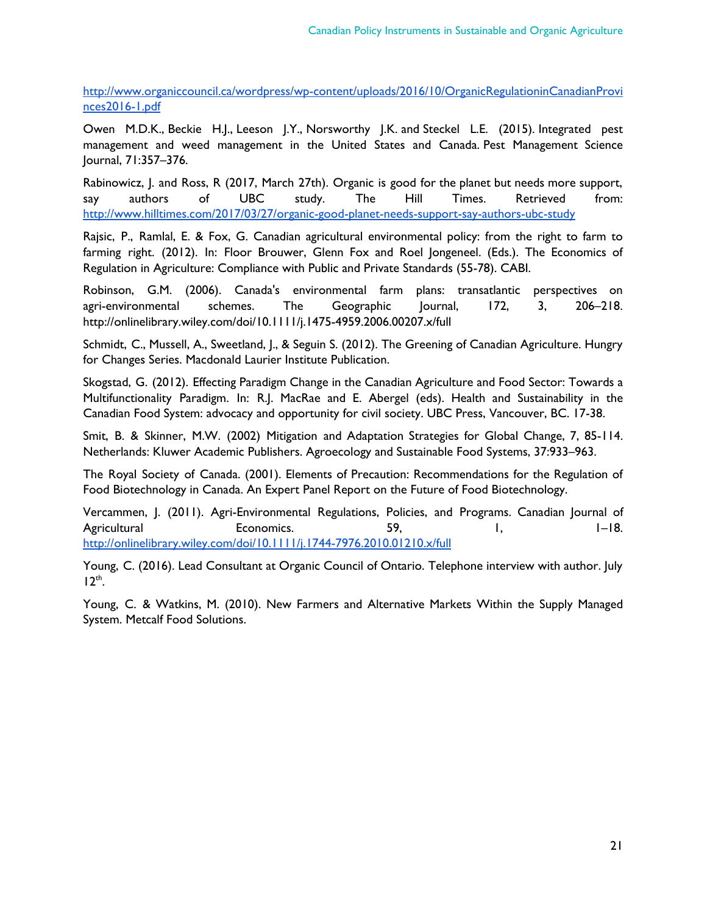http://www.organiccouncil.ca/wordpress/wp-content/uploads/2016/10/OrganicRegulationinCanadianProvinces2016-1.pdf

Owen M.D.K., Beckie H.J., Leeson J.Y., Norsworthy J.K. and Steckel L.E. (2015). Integrated pest management and weed management in the United States and Canada. Pest Management Science Journal, 71:357–376.

Rabinowicz, J. and Ross, R (2017, March 27th). Organic is good for the planet but needs more support, say authors of UBC study. The Hill Times. Retrieved from: http://www.hilltimes.com/2017/03/27/organic-good-planet-needs-support-say-authors-ubc-study

Rajsic, P., Ramlal, E. & Fox, G. Canadian agricultural environmental policy: from the right to farm to farming right. (2012). In: Floor Brouwer, Glenn Fox and Roel Jongeneel. (Eds.). The Economics of Regulation in Agriculture: Compliance with Public and Private Standards (55-78). CABI.

Robinson, G.M. (2006). Canada's environmental farm plans: transatlantic perspectives on agri-environmental schemes. The Geographic Journal, 172, 3, 206–218. http://onlinelibrary.wiley.com/doi/10.1111/j.1475-4959.2006.00207.x/full

Schmidt, C., Mussell, A., Sweetland, J., & Seguin S. (2012). The Greening of Canadian Agriculture. Hungry for Changes Series. Macdonald Laurier Institute Publication.

Skogstad, G. (2012). Effecting Paradigm Change in the Canadian Agriculture and Food Sector: Towards a Multifunctionality Paradigm. In: R.J. MacRae and E. Abergel (eds). Health and Sustainability in the Canadian Food System: advocacy and opportunity for civil society. UBC Press, Vancouver, BC. 17-38.

Smit, B. & Skinner, M.W. (2002) Mitigation and Adaptation Strategies for Global Change, 7, 85-114. Netherlands: Kluwer Academic Publishers. Agroecology and Sustainable Food Systems, 37:933–963.

The Royal Society of Canada. (2001). Elements of Precaution: Recommendations for the Regulation of Food Biotechnology in Canada. An Expert Panel Report on the Future of Food Biotechnology.

Vercammen, J. (2011). Agri-Environmental Regulations, Policies, and Programs. Canadian Journal of Agricultural Economics. 59, 1, 1–18. http://onlinelibrary.wiley.com/doi/10.1111/j.1744-7976.2010.01210.x/full

Young, C. (2016). Lead Consultant at Organic Council of Ontario. Telephone interview with author. July 12th.

Young, C. & Watkins, M. (2010). New Farmers and Alternative Markets Within the Supply Managed System. Metcalf Food Solutions.